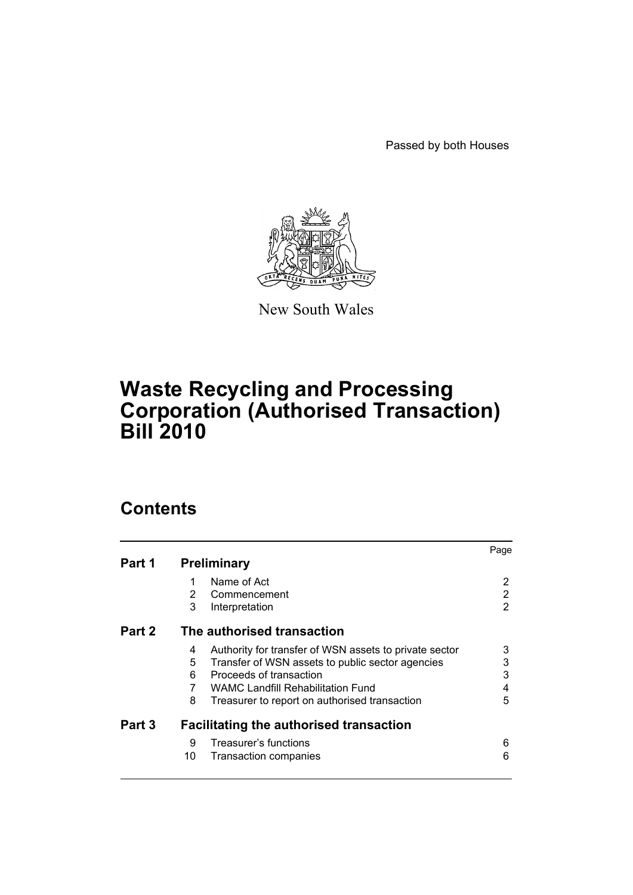Passed by both Houses

New South Wales

# Waste Recycling and Processing Corporation (Authorised Transaction) Bill 2010

## Contents

| | | | Page |
|---|---|---|---|
| **Part 1** | **Preliminary** | | |
| | 1 | Name of Act | 2 |
| | 2 | Commencement | 2 |
| | 3 | Interpretation | 2 |
| **Part 2** | **The authorised transaction** | | |
| | 4 | Authority for transfer of WSN assets to private sector | 3 |
| | 5 | Transfer of WSN assets to public sector agencies | 3 |
| | 6 | Proceeds of transaction | 3 |
| | 7 | WAMC Landfill Rehabilitation Fund | 4 |
| | 8 | Treasurer to report on authorised transaction | 5 |
| **Part 3** | **Facilitating the authorised transaction** | | |
| | 9 | Treasurer's functions | 6 |
| | 10 | Transaction companies | 6 |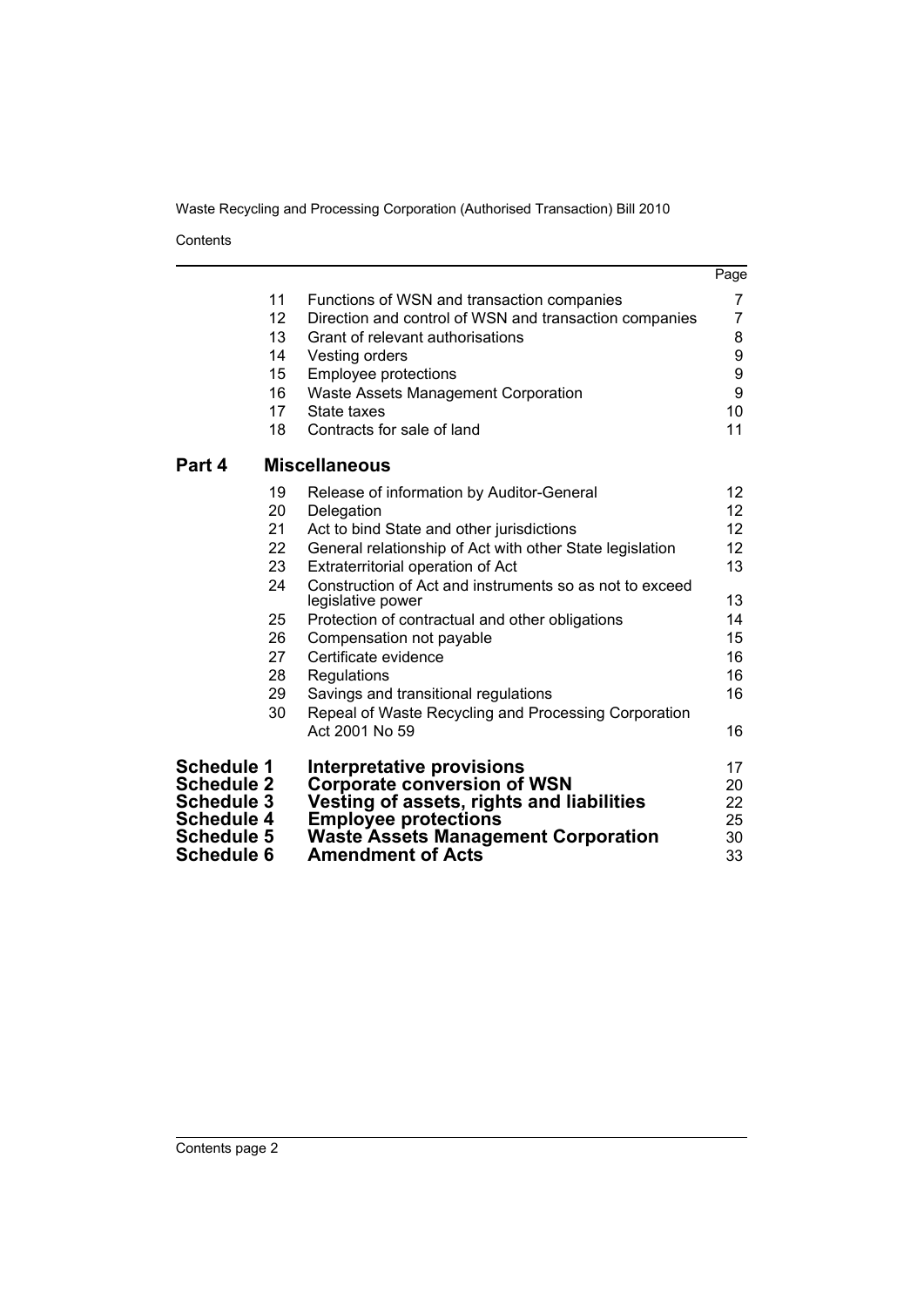| | | Page |
|---|---|---|
| 11 | Functions of WSN and transaction companies | 7 |
| 12 | Direction and control of WSN and transaction companies | 7 |
| 13 | Grant of relevant authorisations | 8 |
| 14 | Vesting orders | 9 |
| 15 | Employee protections | 9 |
| 16 | Waste Assets Management Corporation | 9 |
| 17 | State taxes | 10 |
| 18 | Contracts for sale of land | 11 |

## Part 4 Miscellaneous

| | | |
|---|---|---|
| 19 | Release of information by Auditor-General | 12 |
| 20 | Delegation | 12 |
| 21 | Act to bind State and other jurisdictions | 12 |
| 22 | General relationship of Act with other State legislation | 12 |
| 23 | Extraterritorial operation of Act | 13 |
| 24 | Construction of Act and instruments so as not to exceed legislative power | 13 |
| 25 | Protection of contractual and other obligations | 14 |
| 26 | Compensation not payable | 15 |
| 27 | Certificate evidence | 16 |
| 28 | Regulations | 16 |
| 29 | Savings and transitional regulations | 16 |
| 30 | Repeal of Waste Recycling and Processing Corporation Act 2001 No 59 | 16 |

| | | |
|---|---|---|
| **Schedule 1** | **Interpretative provisions** | 17 |
| **Schedule 2** | **Corporate conversion of WSN** | 20 |
| **Schedule 3** | **Vesting of assets, rights and liabilities** | 22 |
| **Schedule 4** | **Employee protections** | 25 |
| **Schedule 5** | **Waste Assets Management Corporation** | 30 |
| **Schedule 6** | **Amendment of Acts** | 33 |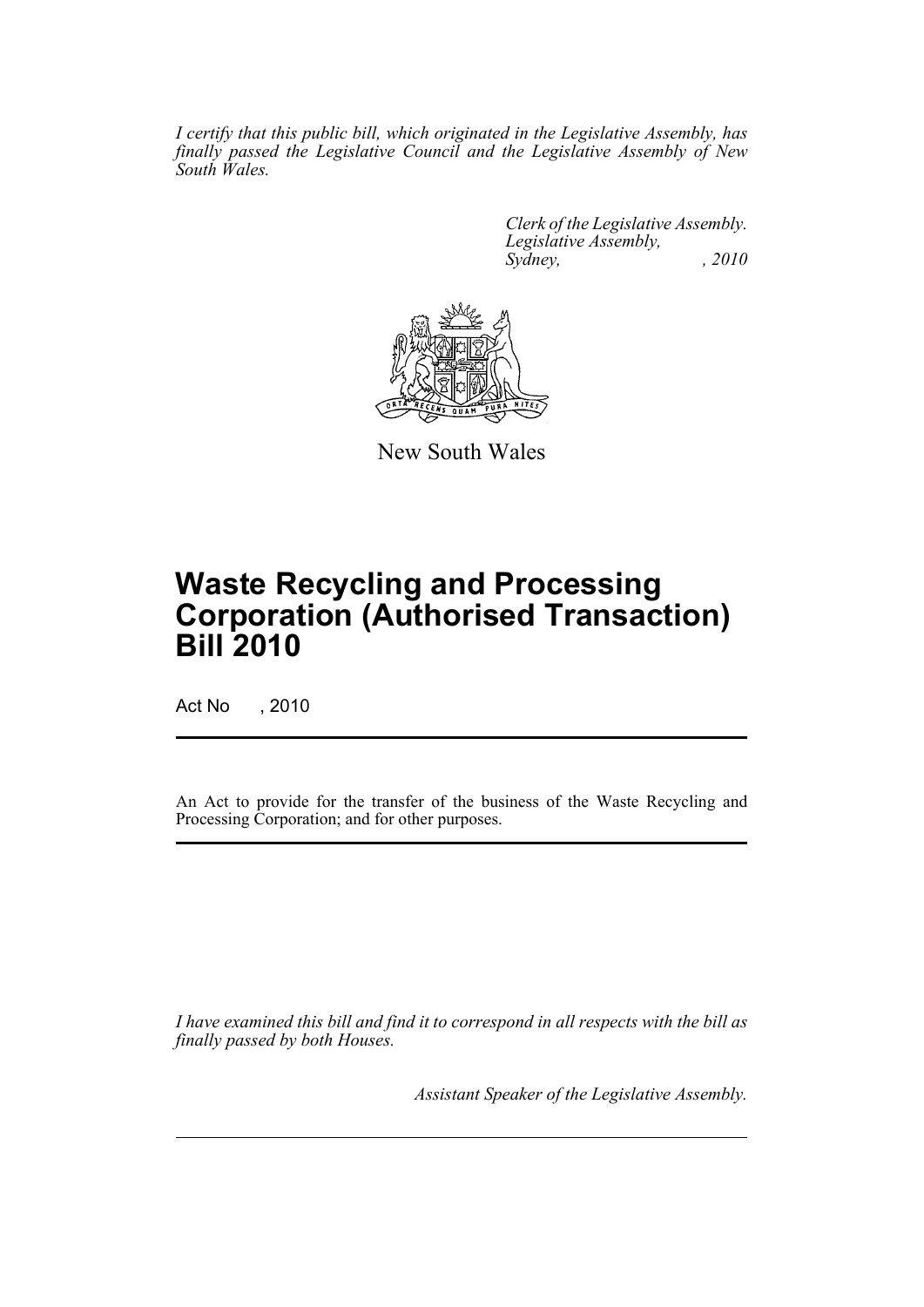*I certify that this public bill, which originated in the Legislative Assembly, has finally passed the Legislative Council and the Legislative Assembly of New South Wales.*

*Clerk of the Legislative Assembly.*
*Legislative Assembly,*
*Sydney, , 2010*

New South Wales

# Waste Recycling and Processing Corporation (Authorised Transaction) Bill 2010

Act No , 2010

An Act to provide for the transfer of the business of the Waste Recycling and Processing Corporation; and for other purposes.

*I have examined this bill and find it to correspond in all respects with the bill as finally passed by both Houses.*

*Assistant Speaker of the Legislative Assembly.*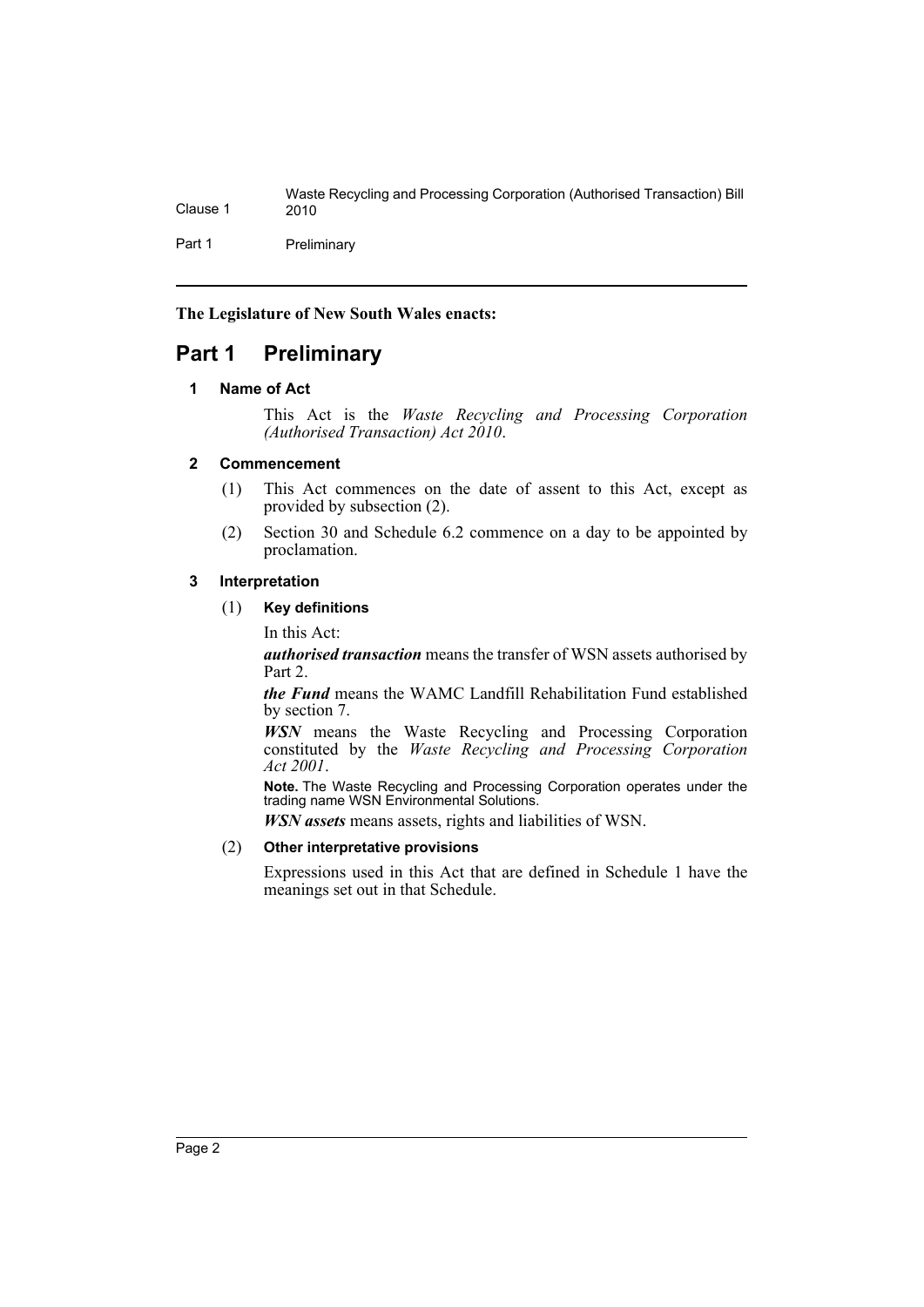**The Legislature of New South Wales enacts:**

# Part 1 Preliminary

## 1 Name of Act

This Act is the *Waste Recycling and Processing Corporation (Authorised Transaction) Act 2010*.

## 2 Commencement

(1) This Act commences on the date of assent to this Act, except as provided by subsection (2).

(2) Section 30 and Schedule 6.2 commence on a day to be appointed by proclamation.

## 3 Interpretation

(1) **Key definitions**

In this Act:

***authorised transaction*** means the transfer of WSN assets authorised by Part 2.

***the Fund*** means the WAMC Landfill Rehabilitation Fund established by section 7.

***WSN*** means the Waste Recycling and Processing Corporation constituted by the *Waste Recycling and Processing Corporation Act 2001*.

**Note.** The Waste Recycling and Processing Corporation operates under the trading name WSN Environmental Solutions.

***WSN assets*** means assets, rights and liabilities of WSN.

(2) **Other interpretative provisions**

Expressions used in this Act that are defined in Schedule 1 have the meanings set out in that Schedule.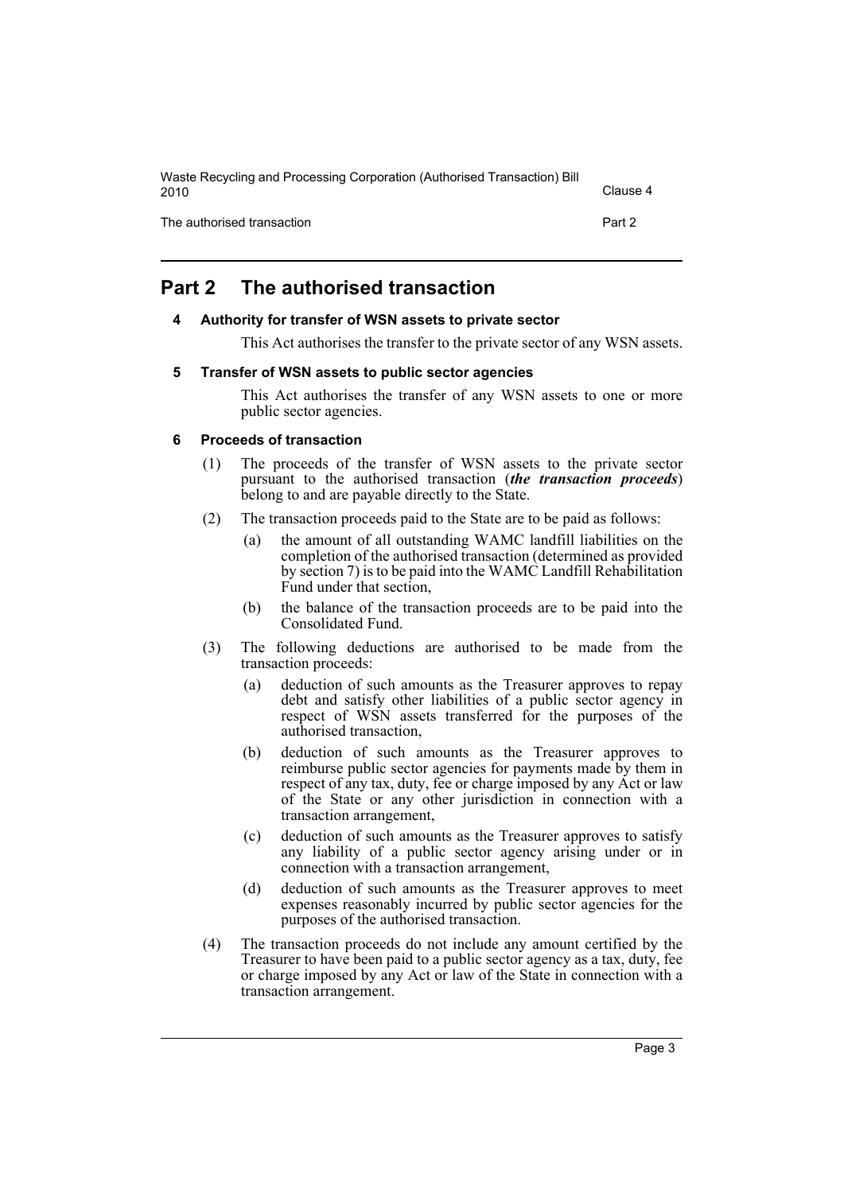# Part 2 The authorised transaction

## 4 Authority for transfer of WSN assets to private sector

This Act authorises the transfer to the private sector of any WSN assets.

## 5 Transfer of WSN assets to public sector agencies

This Act authorises the transfer of any WSN assets to one or more public sector agencies.

## 6 Proceeds of transaction

(1) The proceeds of the transfer of WSN assets to the private sector pursuant to the authorised transaction (***the transaction proceeds***) belong to and are payable directly to the State.

(2) The transaction proceeds paid to the State are to be paid as follows:

- (a) the amount of all outstanding WAMC landfill liabilities on the completion of the authorised transaction (determined as provided by section 7) is to be paid into the WAMC Landfill Rehabilitation Fund under that section,
- (b) the balance of the transaction proceeds are to be paid into the Consolidated Fund.

(3) The following deductions are authorised to be made from the transaction proceeds:

- (a) deduction of such amounts as the Treasurer approves to repay debt and satisfy other liabilities of a public sector agency in respect of WSN assets transferred for the purposes of the authorised transaction,
- (b) deduction of such amounts as the Treasurer approves to reimburse public sector agencies for payments made by them in respect of any tax, duty, fee or charge imposed by any Act or law of the State or any other jurisdiction in connection with a transaction arrangement,
- (c) deduction of such amounts as the Treasurer approves to satisfy any liability of a public sector agency arising under or in connection with a transaction arrangement,
- (d) deduction of such amounts as the Treasurer approves to meet expenses reasonably incurred by public sector agencies for the purposes of the authorised transaction.

(4) The transaction proceeds do not include any amount certified by the Treasurer to have been paid to a public sector agency as a tax, duty, fee or charge imposed by any Act or law of the State in connection with a transaction arrangement.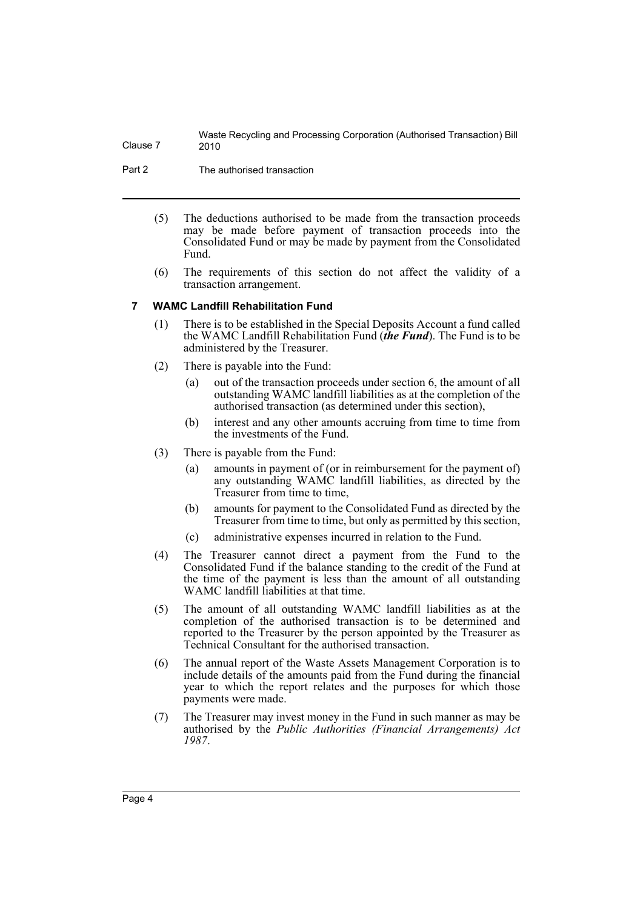(5) The deductions authorised to be made from the transaction proceeds may be made before payment of transaction proceeds into the Consolidated Fund or may be made by payment from the Consolidated Fund.

(6) The requirements of this section do not affect the validity of a transaction arrangement.

### 7 WAMC Landfill Rehabilitation Fund

(1) There is to be established in the Special Deposits Account a fund called the WAMC Landfill Rehabilitation Fund (***the Fund***). The Fund is to be administered by the Treasurer.

(2) There is payable into the Fund:

- (a) out of the transaction proceeds under section 6, the amount of all outstanding WAMC landfill liabilities as at the completion of the authorised transaction (as determined under this section),
- (b) interest and any other amounts accruing from time to time from the investments of the Fund.

(3) There is payable from the Fund:

- (a) amounts in payment of (or in reimbursement for the payment of) any outstanding WAMC landfill liabilities, as directed by the Treasurer from time to time,
- (b) amounts for payment to the Consolidated Fund as directed by the Treasurer from time to time, but only as permitted by this section,
- (c) administrative expenses incurred in relation to the Fund.

(4) The Treasurer cannot direct a payment from the Fund to the Consolidated Fund if the balance standing to the credit of the Fund at the time of the payment is less than the amount of all outstanding WAMC landfill liabilities at that time.

(5) The amount of all outstanding WAMC landfill liabilities as at the completion of the authorised transaction is to be determined and reported to the Treasurer by the person appointed by the Treasurer as Technical Consultant for the authorised transaction.

(6) The annual report of the Waste Assets Management Corporation is to include details of the amounts paid from the Fund during the financial year to which the report relates and the purposes for which those payments were made.

(7) The Treasurer may invest money in the Fund in such manner as may be authorised by the *Public Authorities (Financial Arrangements) Act 1987*.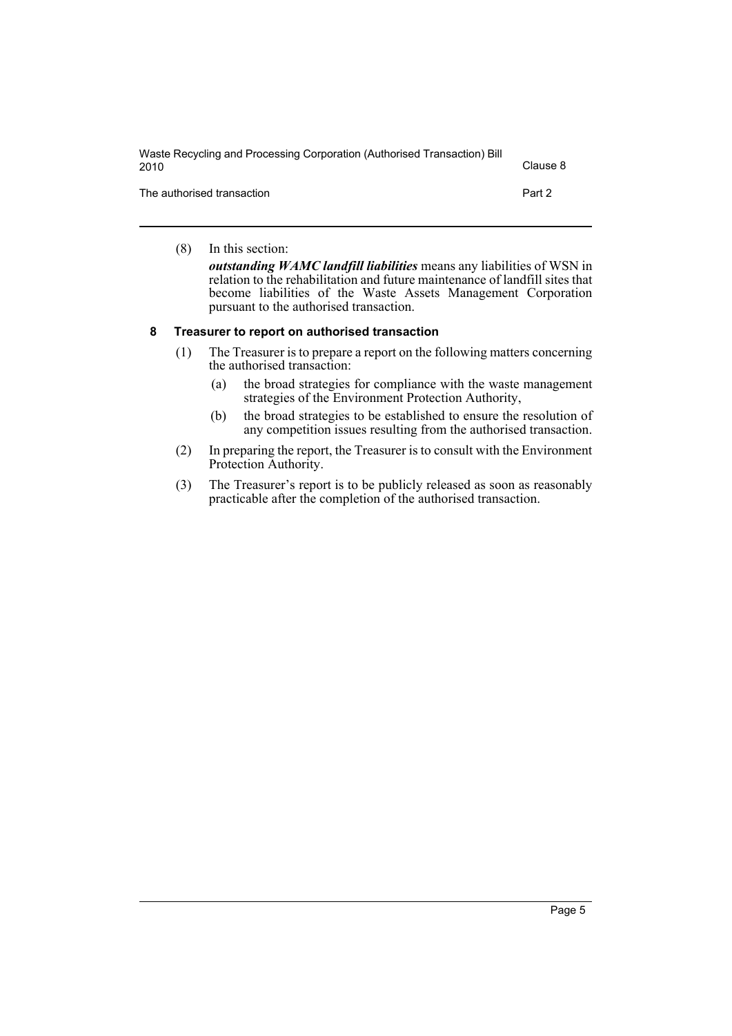(8) In this section:

***outstanding WAMC landfill liabilities*** means any liabilities of WSN in relation to the rehabilitation and future maintenance of landfill sites that become liabilities of the Waste Assets Management Corporation pursuant to the authorised transaction.

### 8 Treasurer to report on authorised transaction

(1) The Treasurer is to prepare a report on the following matters concerning the authorised transaction:

- (a) the broad strategies for compliance with the waste management strategies of the Environment Protection Authority,
- (b) the broad strategies to be established to ensure the resolution of any competition issues resulting from the authorised transaction.

(2) In preparing the report, the Treasurer is to consult with the Environment Protection Authority.

(3) The Treasurer's report is to be publicly released as soon as reasonably practicable after the completion of the authorised transaction.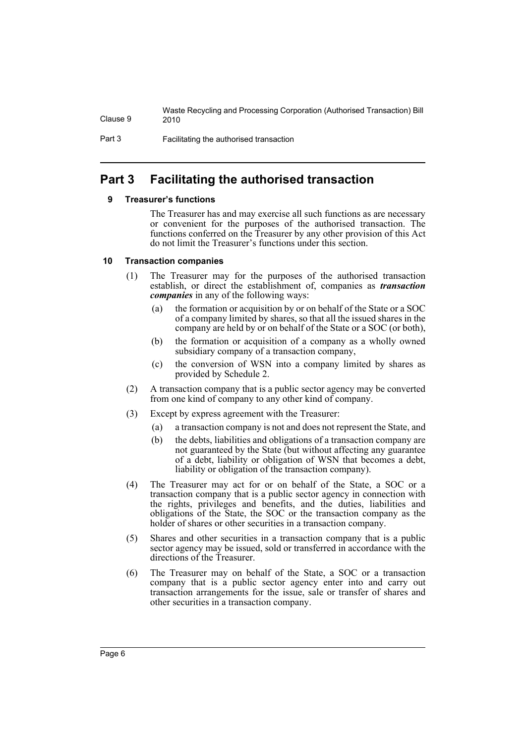# Part 3 Facilitating the authorised transaction

## 9 Treasurer's functions

The Treasurer has and may exercise all such functions as are necessary or convenient for the purposes of the authorised transaction. The functions conferred on the Treasurer by any other provision of this Act do not limit the Treasurer's functions under this section.

## 10 Transaction companies

(1) The Treasurer may for the purposes of the authorised transaction establish, or direct the establishment of, companies as ***transaction companies*** in any of the following ways:

- (a) the formation or acquisition by or on behalf of the State or a SOC of a company limited by shares, so that all the issued shares in the company are held by or on behalf of the State or a SOC (or both),
- (b) the formation or acquisition of a company as a wholly owned subsidiary company of a transaction company,
- (c) the conversion of WSN into a company limited by shares as provided by Schedule 2.

(2) A transaction company that is a public sector agency may be converted from one kind of company to any other kind of company.

(3) Except by express agreement with the Treasurer:

- (a) a transaction company is not and does not represent the State, and
- (b) the debts, liabilities and obligations of a transaction company are not guaranteed by the State (but without affecting any guarantee of a debt, liability or obligation of WSN that becomes a debt, liability or obligation of the transaction company).

(4) The Treasurer may act for or on behalf of the State, a SOC or a transaction company that is a public sector agency in connection with the rights, privileges and benefits, and the duties, liabilities and obligations of the State, the SOC or the transaction company as the holder of shares or other securities in a transaction company.

(5) Shares and other securities in a transaction company that is a public sector agency may be issued, sold or transferred in accordance with the directions of the Treasurer.

(6) The Treasurer may on behalf of the State, a SOC or a transaction company that is a public sector agency enter into and carry out transaction arrangements for the issue, sale or transfer of shares and other securities in a transaction company.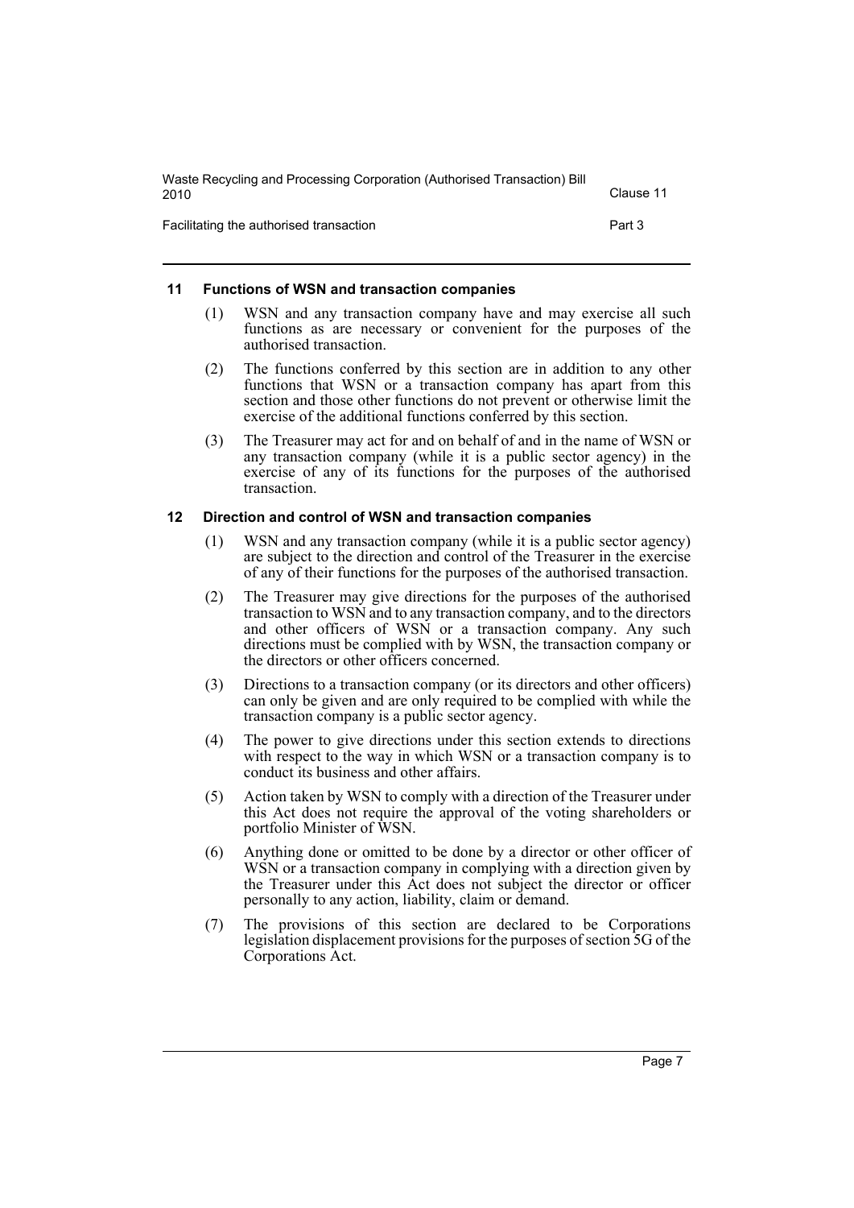### 11 Functions of WSN and transaction companies

(1) WSN and any transaction company have and may exercise all such functions as are necessary or convenient for the purposes of the authorised transaction.

(2) The functions conferred by this section are in addition to any other functions that WSN or a transaction company has apart from this section and those other functions do not prevent or otherwise limit the exercise of the additional functions conferred by this section.

(3) The Treasurer may act for and on behalf of and in the name of WSN or any transaction company (while it is a public sector agency) in the exercise of any of its functions for the purposes of the authorised transaction.

### 12 Direction and control of WSN and transaction companies

(1) WSN and any transaction company (while it is a public sector agency) are subject to the direction and control of the Treasurer in the exercise of any of their functions for the purposes of the authorised transaction.

(2) The Treasurer may give directions for the purposes of the authorised transaction to WSN and to any transaction company, and to the directors and other officers of WSN or a transaction company. Any such directions must be complied with by WSN, the transaction company or the directors or other officers concerned.

(3) Directions to a transaction company (or its directors and other officers) can only be given and are only required to be complied with while the transaction company is a public sector agency.

(4) The power to give directions under this section extends to directions with respect to the way in which WSN or a transaction company is to conduct its business and other affairs.

(5) Action taken by WSN to comply with a direction of the Treasurer under this Act does not require the approval of the voting shareholders or portfolio Minister of WSN.

(6) Anything done or omitted to be done by a director or other officer of WSN or a transaction company in complying with a direction given by the Treasurer under this Act does not subject the director or officer personally to any action, liability, claim or demand.

(7) The provisions of this section are declared to be Corporations legislation displacement provisions for the purposes of section 5G of the Corporations Act.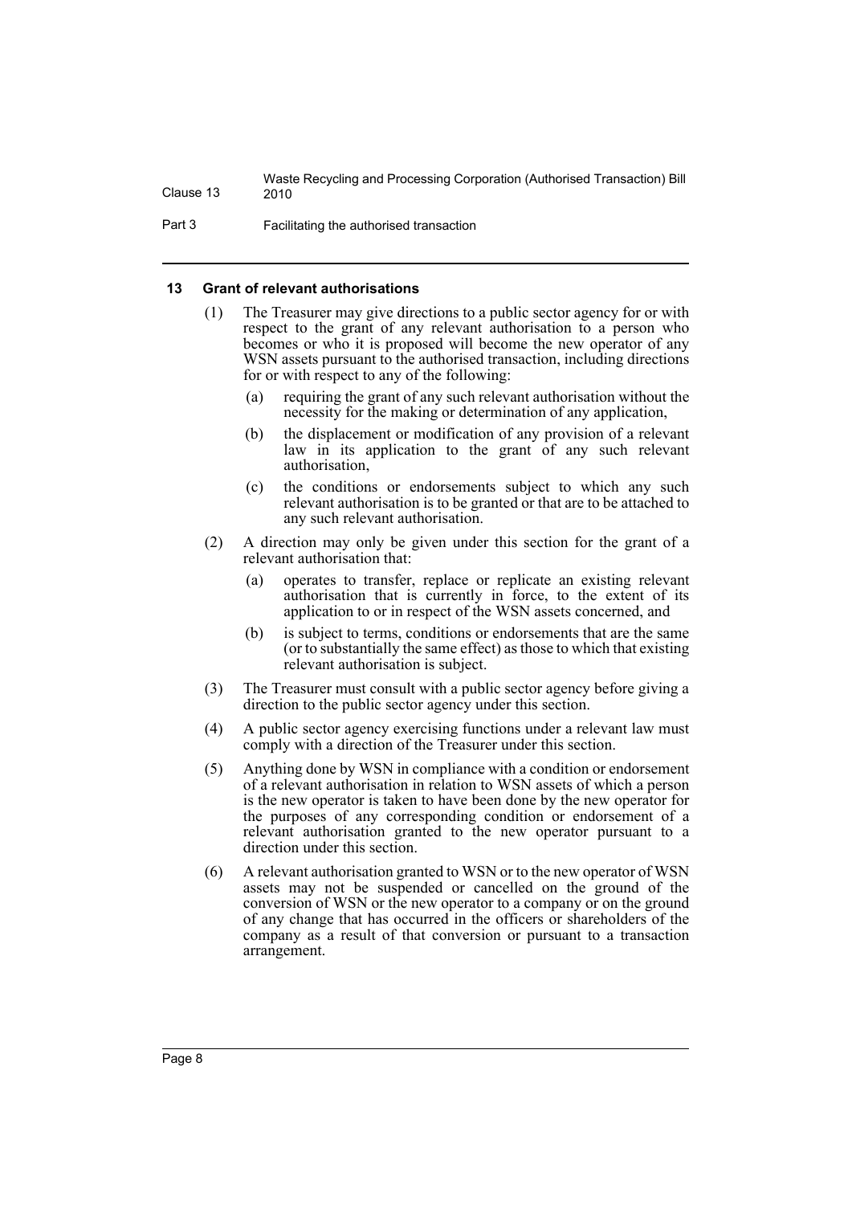### 13 Grant of relevant authorisations

(1) The Treasurer may give directions to a public sector agency for or with respect to the grant of any relevant authorisation to a person who becomes or who it is proposed will become the new operator of any WSN assets pursuant to the authorised transaction, including directions for or with respect to any of the following:

- (a) requiring the grant of any such relevant authorisation without the necessity for the making or determination of any application,
- (b) the displacement or modification of any provision of a relevant law in its application to the grant of any such relevant authorisation,
- (c) the conditions or endorsements subject to which any such relevant authorisation is to be granted or that are to be attached to any such relevant authorisation.

(2) A direction may only be given under this section for the grant of a relevant authorisation that:

- (a) operates to transfer, replace or replicate an existing relevant authorisation that is currently in force, to the extent of its application to or in respect of the WSN assets concerned, and
- (b) is subject to terms, conditions or endorsements that are the same (or to substantially the same effect) as those to which that existing relevant authorisation is subject.

(3) The Treasurer must consult with a public sector agency before giving a direction to the public sector agency under this section.

(4) A public sector agency exercising functions under a relevant law must comply with a direction of the Treasurer under this section.

(5) Anything done by WSN in compliance with a condition or endorsement of a relevant authorisation in relation to WSN assets of which a person is the new operator is taken to have been done by the new operator for the purposes of any corresponding condition or endorsement of a relevant authorisation granted to the new operator pursuant to a direction under this section.

(6) A relevant authorisation granted to WSN or to the new operator of WSN assets may not be suspended or cancelled on the ground of the conversion of WSN or the new operator to a company or on the ground of any change that has occurred in the officers or shareholders of the company as a result of that conversion or pursuant to a transaction arrangement.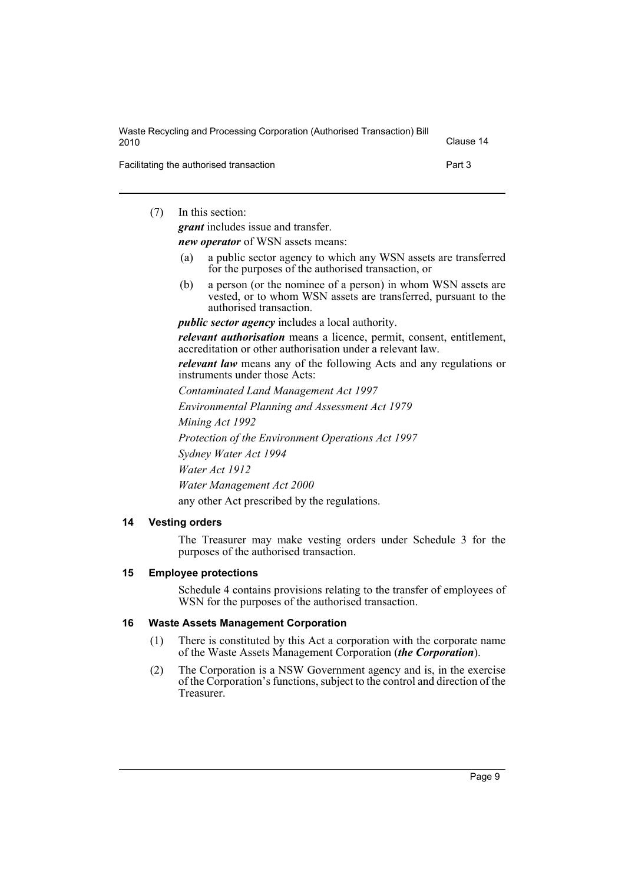(7) In this section:

***grant*** includes issue and transfer.

***new operator*** of WSN assets means:

(a) a public sector agency to which any WSN assets are transferred for the purposes of the authorised transaction, or

(b) a person (or the nominee of a person) in whom WSN assets are vested, or to whom WSN assets are transferred, pursuant to the authorised transaction.

***public sector agency*** includes a local authority.

***relevant authorisation*** means a licence, permit, consent, entitlement, accreditation or other authorisation under a relevant law.

***relevant law*** means any of the following Acts and any regulations or instruments under those Acts:

*Contaminated Land Management Act 1997*

*Environmental Planning and Assessment Act 1979*

*Mining Act 1992*

*Protection of the Environment Operations Act 1997*

*Sydney Water Act 1994*

*Water Act 1912*

*Water Management Act 2000*

any other Act prescribed by the regulations.

### 14 Vesting orders

The Treasurer may make vesting orders under Schedule 3 for the purposes of the authorised transaction.

### 15 Employee protections

Schedule 4 contains provisions relating to the transfer of employees of WSN for the purposes of the authorised transaction.

### 16 Waste Assets Management Corporation

(1) There is constituted by this Act a corporation with the corporate name of the Waste Assets Management Corporation (***the Corporation***).

(2) The Corporation is a NSW Government agency and is, in the exercise of the Corporation's functions, subject to the control and direction of the Treasurer.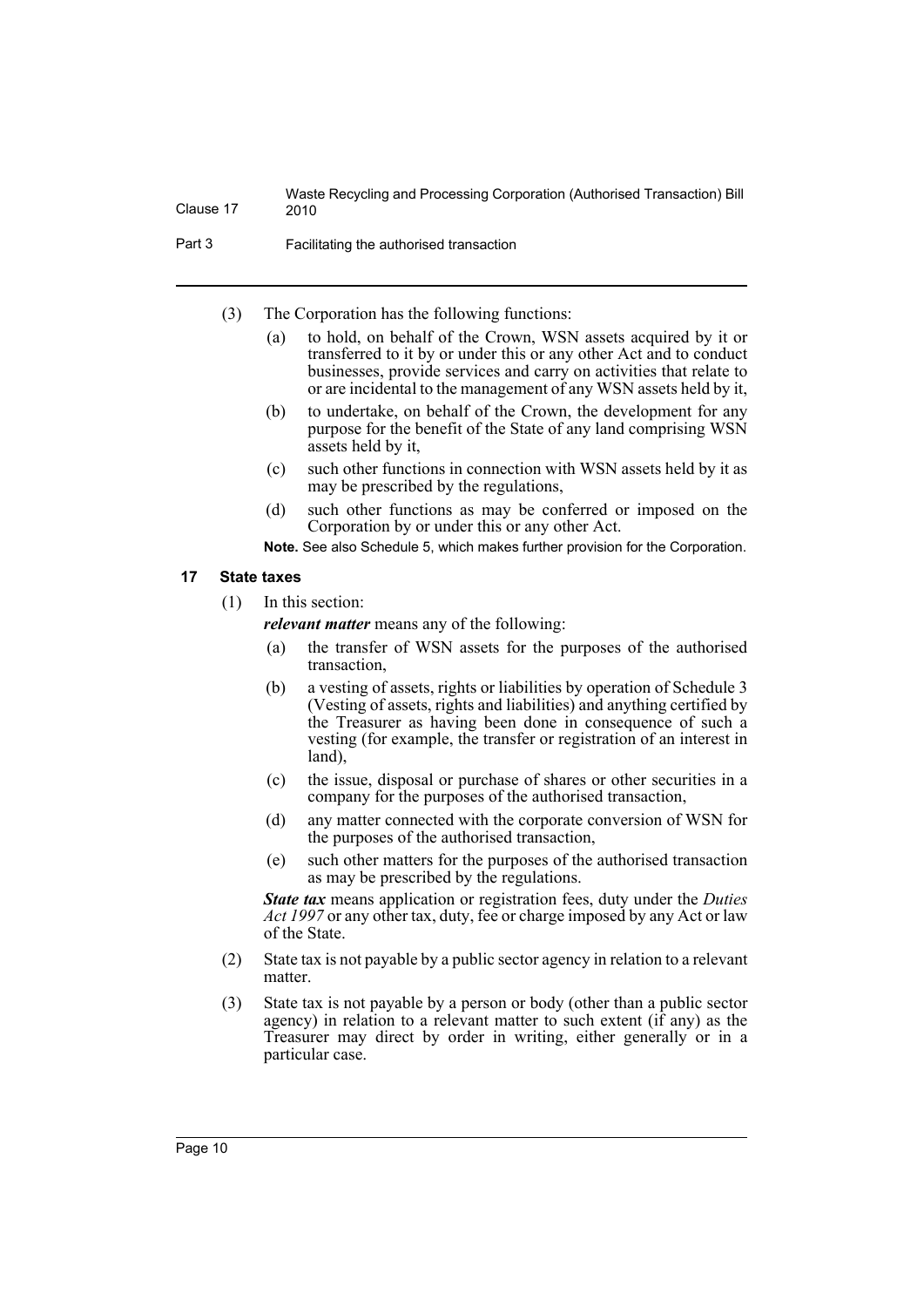(3) The Corporation has the following functions:

- (a) to hold, on behalf of the Crown, WSN assets acquired by it or transferred to it by or under this or any other Act and to conduct businesses, provide services and carry on activities that relate to or are incidental to the management of any WSN assets held by it,
- (b) to undertake, on behalf of the Crown, the development for any purpose for the benefit of the State of any land comprising WSN assets held by it,
- (c) such other functions in connection with WSN assets held by it as may be prescribed by the regulations,
- (d) such other functions as may be conferred or imposed on the Corporation by or under this or any other Act.

**Note.** See also Schedule 5, which makes further provision for the Corporation.

## 17 State taxes

(1) In this section:

***relevant matter*** means any of the following:

- (a) the transfer of WSN assets for the purposes of the authorised transaction,
- (b) a vesting of assets, rights or liabilities by operation of Schedule 3 (Vesting of assets, rights and liabilities) and anything certified by the Treasurer as having been done in consequence of such a vesting (for example, the transfer or registration of an interest in land),
- (c) the issue, disposal or purchase of shares or other securities in a company for the purposes of the authorised transaction,
- (d) any matter connected with the corporate conversion of WSN for the purposes of the authorised transaction,
- (e) such other matters for the purposes of the authorised transaction as may be prescribed by the regulations.

***State tax*** means application or registration fees, duty under the *Duties Act 1997* or any other tax, duty, fee or charge imposed by any Act or law of the State.

(2) State tax is not payable by a public sector agency in relation to a relevant matter.

(3) State tax is not payable by a person or body (other than a public sector agency) in relation to a relevant matter to such extent (if any) as the Treasurer may direct by order in writing, either generally or in a particular case.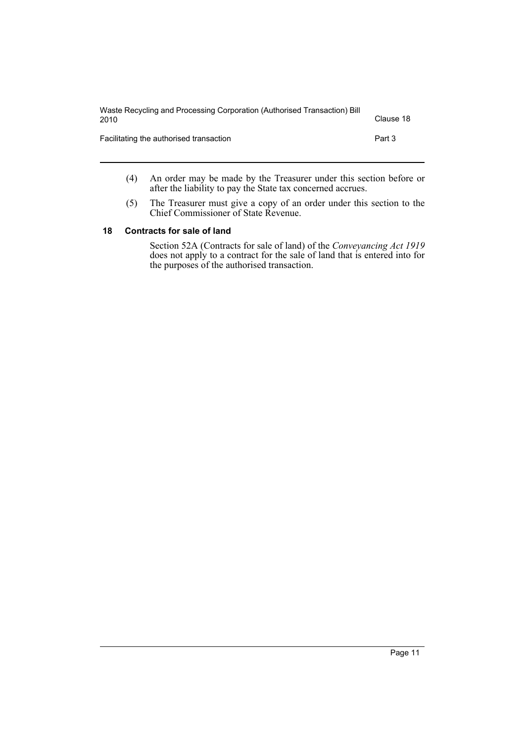(4) An order may be made by the Treasurer under this section before or after the liability to pay the State tax concerned accrues.

(5) The Treasurer must give a copy of an order under this section to the Chief Commissioner of State Revenue.

### 18 Contracts for sale of land

Section 52A (Contracts for sale of land) of the *Conveyancing Act 1919* does not apply to a contract for the sale of land that is entered into for the purposes of the authorised transaction.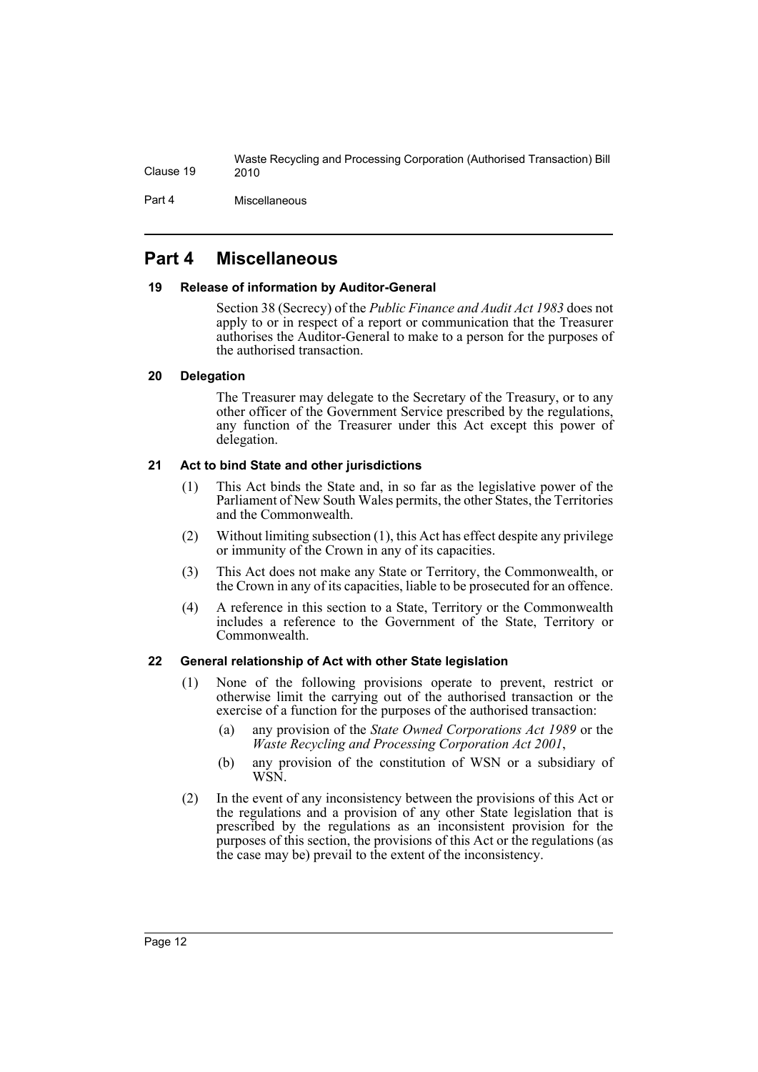## Part 4 Miscellaneous

### 19 Release of information by Auditor-General

Section 38 (Secrecy) of the *Public Finance and Audit Act 1983* does not apply to or in respect of a report or communication that the Treasurer authorises the Auditor-General to make to a person for the purposes of the authorised transaction.

### 20 Delegation

The Treasurer may delegate to the Secretary of the Treasury, or to any other officer of the Government Service prescribed by the regulations, any function of the Treasurer under this Act except this power of delegation.

### 21 Act to bind State and other jurisdictions

(1) This Act binds the State and, in so far as the legislative power of the Parliament of New South Wales permits, the other States, the Territories and the Commonwealth.

(2) Without limiting subsection (1), this Act has effect despite any privilege or immunity of the Crown in any of its capacities.

(3) This Act does not make any State or Territory, the Commonwealth, or the Crown in any of its capacities, liable to be prosecuted for an offence.

(4) A reference in this section to a State, Territory or the Commonwealth includes a reference to the Government of the State, Territory or Commonwealth.

### 22 General relationship of Act with other State legislation

(1) None of the following provisions operate to prevent, restrict or otherwise limit the carrying out of the authorised transaction or the exercise of a function for the purposes of the authorised transaction:

- (a) any provision of the *State Owned Corporations Act 1989* or the *Waste Recycling and Processing Corporation Act 2001*,
- (b) any provision of the constitution of WSN or a subsidiary of WSN.

(2) In the event of any inconsistency between the provisions of this Act or the regulations and a provision of any other State legislation that is prescribed by the regulations as an inconsistent provision for the purposes of this section, the provisions of this Act or the regulations (as the case may be) prevail to the extent of the inconsistency.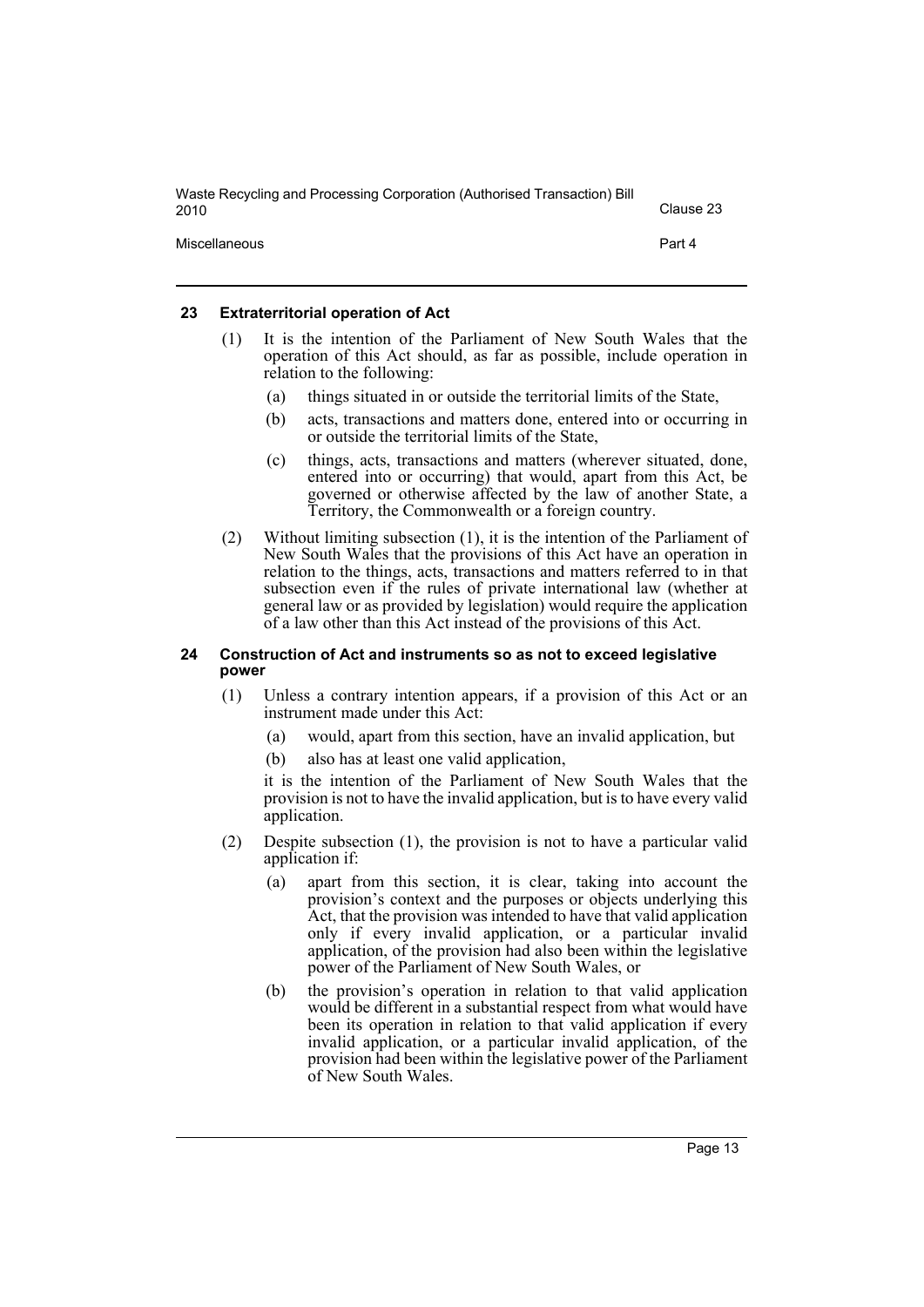## 23 Extraterritorial operation of Act

(1) It is the intention of the Parliament of New South Wales that the operation of this Act should, as far as possible, include operation in relation to the following:

(a) things situated in or outside the territorial limits of the State,

(b) acts, transactions and matters done, entered into or occurring in or outside the territorial limits of the State,

(c) things, acts, transactions and matters (wherever situated, done, entered into or occurring) that would, apart from this Act, be governed or otherwise affected by the law of another State, a Territory, the Commonwealth or a foreign country.

(2) Without limiting subsection (1), it is the intention of the Parliament of New South Wales that the provisions of this Act have an operation in relation to the things, acts, transactions and matters referred to in that subsection even if the rules of private international law (whether at general law or as provided by legislation) would require the application of a law other than this Act instead of the provisions of this Act.

## 24 Construction of Act and instruments so as not to exceed legislative power

(1) Unless a contrary intention appears, if a provision of this Act or an instrument made under this Act:

(a) would, apart from this section, have an invalid application, but

(b) also has at least one valid application,

it is the intention of the Parliament of New South Wales that the provision is not to have the invalid application, but is to have every valid application.

(2) Despite subsection (1), the provision is not to have a particular valid application if:

(a) apart from this section, it is clear, taking into account the provision's context and the purposes or objects underlying this Act, that the provision was intended to have that valid application only if every invalid application, or a particular invalid application, of the provision had also been within the legislative power of the Parliament of New South Wales, or

(b) the provision's operation in relation to that valid application would be different in a substantial respect from what would have been its operation in relation to that valid application if every invalid application, or a particular invalid application, of the provision had been within the legislative power of the Parliament of New South Wales.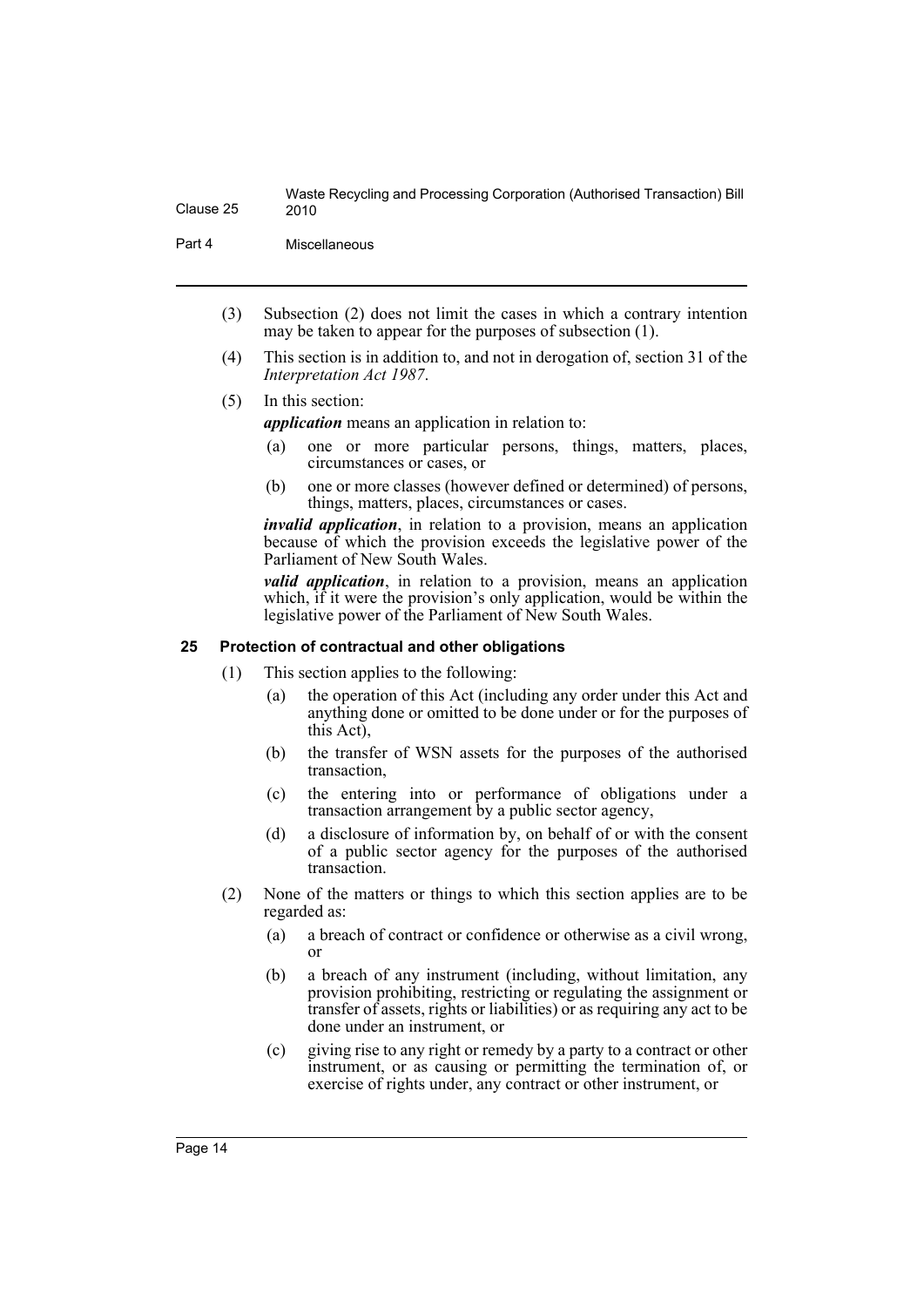(3) Subsection (2) does not limit the cases in which a contrary intention may be taken to appear for the purposes of subsection (1).

(4) This section is in addition to, and not in derogation of, section 31 of the *Interpretation Act 1987*.

(5) In this section:

***application*** means an application in relation to:

- (a) one or more particular persons, things, matters, places, circumstances or cases, or
- (b) one or more classes (however defined or determined) of persons, things, matters, places, circumstances or cases.

***invalid application***, in relation to a provision, means an application because of which the provision exceeds the legislative power of the Parliament of New South Wales.

***valid application***, in relation to a provision, means an application which, if it were the provision's only application, would be within the legislative power of the Parliament of New South Wales.

### 25 Protection of contractual and other obligations

(1) This section applies to the following:

- (a) the operation of this Act (including any order under this Act and anything done or omitted to be done under or for the purposes of this Act),
- (b) the transfer of WSN assets for the purposes of the authorised transaction,
- (c) the entering into or performance of obligations under a transaction arrangement by a public sector agency,
- (d) a disclosure of information by, on behalf of or with the consent of a public sector agency for the purposes of the authorised transaction.

(2) None of the matters or things to which this section applies are to be regarded as:

- (a) a breach of contract or confidence or otherwise as a civil wrong, or
- (b) a breach of any instrument (including, without limitation, any provision prohibiting, restricting or regulating the assignment or transfer of assets, rights or liabilities) or as requiring any act to be done under an instrument, or
- (c) giving rise to any right or remedy by a party to a contract or other instrument, or as causing or permitting the termination of, or exercise of rights under, any contract or other instrument, or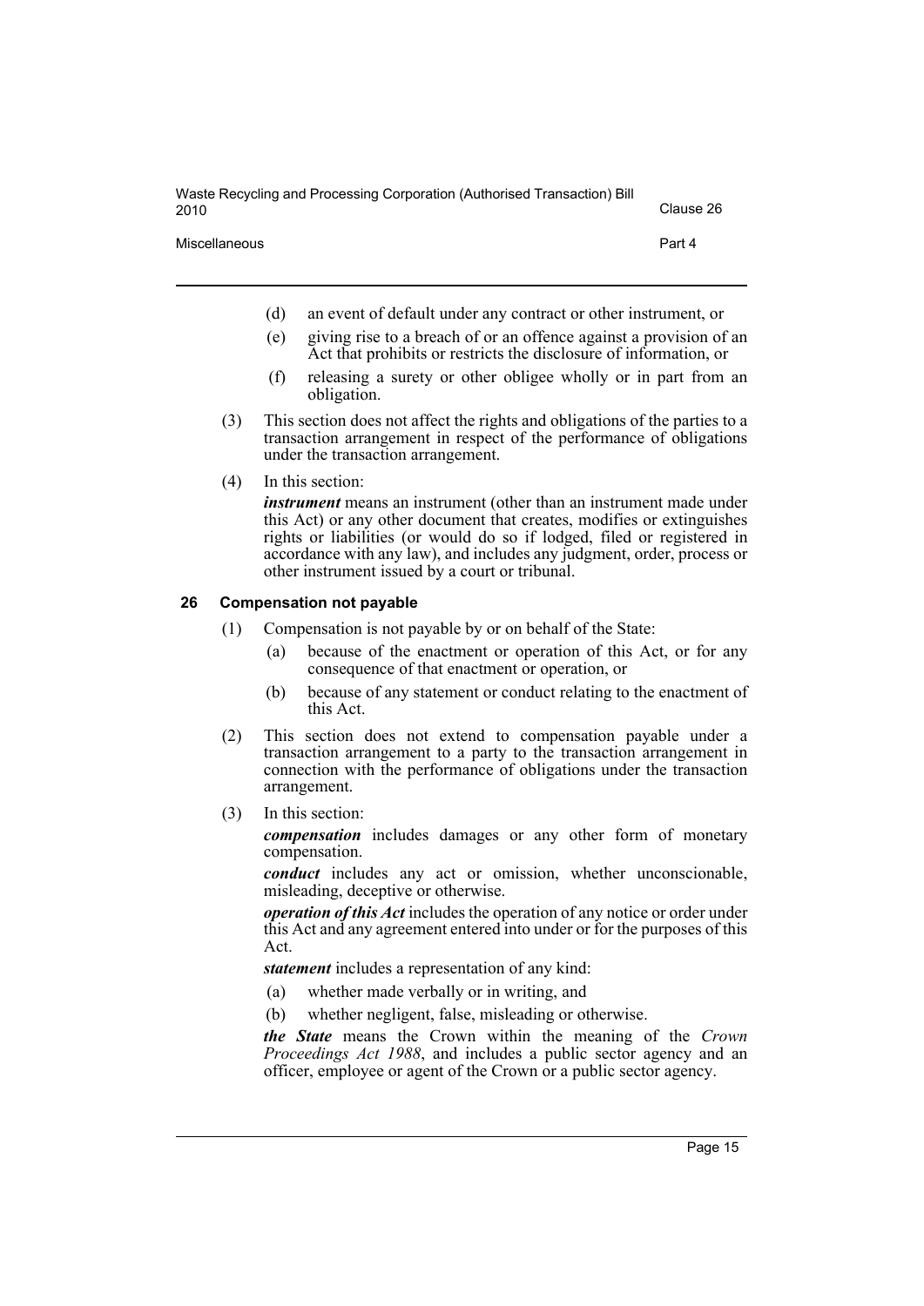(d) an event of default under any contract or other instrument, or

(e) giving rise to a breach of or an offence against a provision of an Act that prohibits or restricts the disclosure of information, or

(f) releasing a surety or other obligee wholly or in part from an obligation.

(3) This section does not affect the rights and obligations of the parties to a transaction arrangement in respect of the performance of obligations under the transaction arrangement.

(4) In this section:

***instrument*** means an instrument (other than an instrument made under this Act) or any other document that creates, modifies or extinguishes rights or liabilities (or would do so if lodged, filed or registered in accordance with any law), and includes any judgment, order, process or other instrument issued by a court or tribunal.

### 26 Compensation not payable

(1) Compensation is not payable by or on behalf of the State:

(a) because of the enactment or operation of this Act, or for any consequence of that enactment or operation, or

(b) because of any statement or conduct relating to the enactment of this Act.

(2) This section does not extend to compensation payable under a transaction arrangement to a party to the transaction arrangement in connection with the performance of obligations under the transaction arrangement.

(3) In this section:

***compensation*** includes damages or any other form of monetary compensation.

***conduct*** includes any act or omission, whether unconscionable, misleading, deceptive or otherwise.

***operation of this Act*** includes the operation of any notice or order under this Act and any agreement entered into under or for the purposes of this Act.

***statement*** includes a representation of any kind:

(a) whether made verbally or in writing, and

(b) whether negligent, false, misleading or otherwise.

***the State*** means the Crown within the meaning of the *Crown Proceedings Act 1988*, and includes a public sector agency and an officer, employee or agent of the Crown or a public sector agency.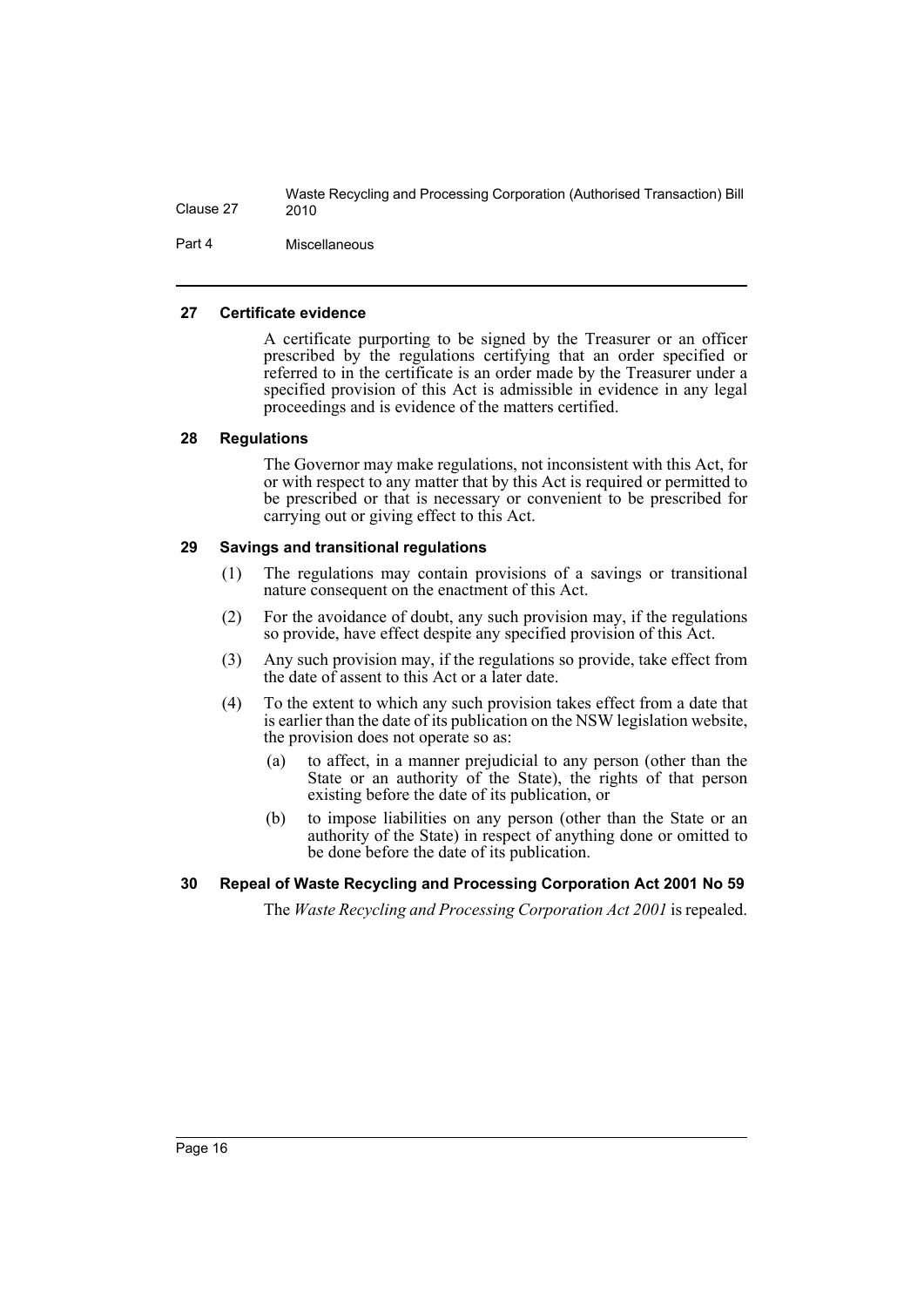#### 27 Certificate evidence

A certificate purporting to be signed by the Treasurer or an officer prescribed by the regulations certifying that an order specified or referred to in the certificate is an order made by the Treasurer under a specified provision of this Act is admissible in evidence in any legal proceedings and is evidence of the matters certified.

#### 28 Regulations

The Governor may make regulations, not inconsistent with this Act, for or with respect to any matter that by this Act is required or permitted to be prescribed or that is necessary or convenient to be prescribed for carrying out or giving effect to this Act.

#### 29 Savings and transitional regulations

(1) The regulations may contain provisions of a savings or transitional nature consequent on the enactment of this Act.

(2) For the avoidance of doubt, any such provision may, if the regulations so provide, have effect despite any specified provision of this Act.

(3) Any such provision may, if the regulations so provide, take effect from the date of assent to this Act or a later date.

(4) To the extent to which any such provision takes effect from a date that is earlier than the date of its publication on the NSW legislation website, the provision does not operate so as:

(a) to affect, in a manner prejudicial to any person (other than the State or an authority of the State), the rights of that person existing before the date of its publication, or

(b) to impose liabilities on any person (other than the State or an authority of the State) in respect of anything done or omitted to be done before the date of its publication.

#### 30 Repeal of Waste Recycling and Processing Corporation Act 2001 No 59

The *Waste Recycling and Processing Corporation Act 2001* is repealed.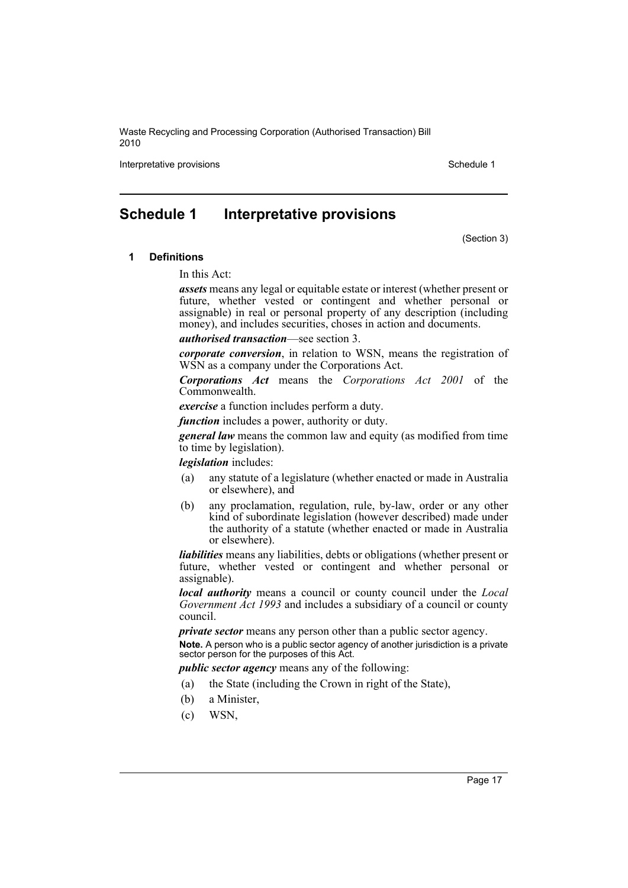# Schedule 1 Interpretative provisions

(Section 3)

**1 Definitions**

In this Act:

***assets*** means any legal or equitable estate or interest (whether present or future, whether vested or contingent and whether personal or assignable) in real or personal property of any description (including money), and includes securities, choses in action and documents.

***authorised transaction***—see section 3.

***corporate conversion***, in relation to WSN, means the registration of WSN as a company under the Corporations Act.

***Corporations Act*** means the *Corporations Act 2001* of the Commonwealth.

***exercise*** a function includes perform a duty.

***function*** includes a power, authority or duty.

***general law*** means the common law and equity (as modified from time to time by legislation).

***legislation*** includes:

(a) any statute of a legislature (whether enacted or made in Australia or elsewhere), and

(b) any proclamation, regulation, rule, by-law, order or any other kind of subordinate legislation (however described) made under the authority of a statute (whether enacted or made in Australia or elsewhere).

***liabilities*** means any liabilities, debts or obligations (whether present or future, whether vested or contingent and whether personal or assignable).

***local authority*** means a council or county council under the *Local Government Act 1993* and includes a subsidiary of a council or county council.

***private sector*** means any person other than a public sector agency.

**Note.** A person who is a public sector agency of another jurisdiction is a private sector person for the purposes of this Act.

***public sector agency*** means any of the following:

(a) the State (including the Crown in right of the State),

(b) a Minister,

(c) WSN,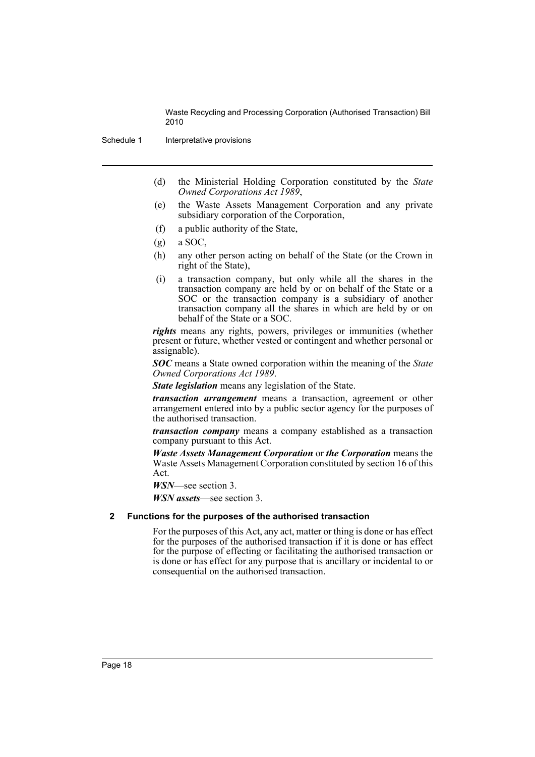(d) the Ministerial Holding Corporation constituted by the *State Owned Corporations Act 1989*,

(e) the Waste Assets Management Corporation and any private subsidiary corporation of the Corporation,

(f) a public authority of the State,

(g) a SOC,

(h) any other person acting on behalf of the State (or the Crown in right of the State),

(i) a transaction company, but only while all the shares in the transaction company are held by or on behalf of the State or a SOC or the transaction company is a subsidiary of another transaction company all the shares in which are held by or on behalf of the State or a SOC.

***rights*** means any rights, powers, privileges or immunities (whether present or future, whether vested or contingent and whether personal or assignable).

***SOC*** means a State owned corporation within the meaning of the *State Owned Corporations Act 1989*.

***State legislation*** means any legislation of the State.

***transaction arrangement*** means a transaction, agreement or other arrangement entered into by a public sector agency for the purposes of the authorised transaction.

***transaction company*** means a company established as a transaction company pursuant to this Act.

***Waste Assets Management Corporation*** or ***the Corporation*** means the Waste Assets Management Corporation constituted by section 16 of this Act.

***WSN***—see section 3.

***WSN assets***—see section 3.

**2 Functions for the purposes of the authorised transaction**

For the purposes of this Act, any act, matter or thing is done or has effect for the purposes of the authorised transaction if it is done or has effect for the purpose of effecting or facilitating the authorised transaction or is done or has effect for any purpose that is ancillary or incidental to or consequential on the authorised transaction.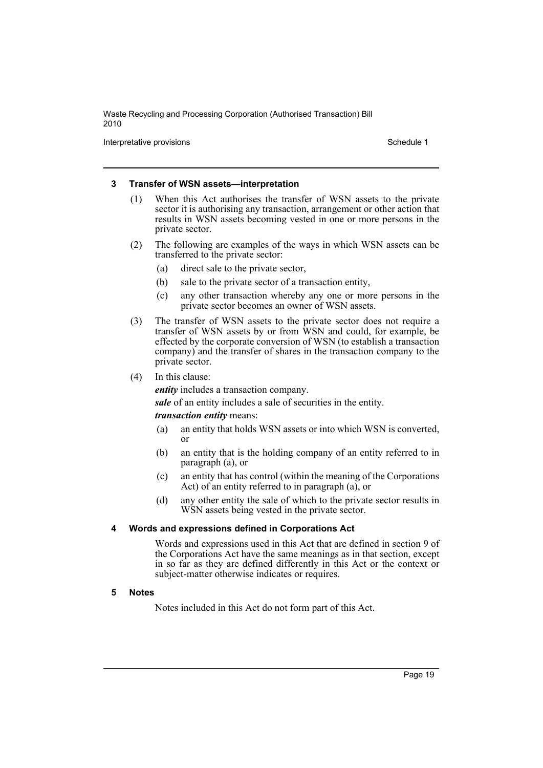### 3 Transfer of WSN assets—interpretation

(1) When this Act authorises the transfer of WSN assets to the private sector it is authorising any transaction, arrangement or other action that results in WSN assets becoming vested in one or more persons in the private sector.

(2) The following are examples of the ways in which WSN assets can be transferred to the private sector:

- (a) direct sale to the private sector,
- (b) sale to the private sector of a transaction entity,
- (c) any other transaction whereby any one or more persons in the private sector becomes an owner of WSN assets.

(3) The transfer of WSN assets to the private sector does not require a transfer of WSN assets by or from WSN and could, for example, be effected by the corporate conversion of WSN (to establish a transaction company) and the transfer of shares in the transaction company to the private sector.

(4) In this clause:

***entity*** includes a transaction company.

***sale*** of an entity includes a sale of securities in the entity.

***transaction entity*** means:

- (a) an entity that holds WSN assets or into which WSN is converted, or
- (b) an entity that is the holding company of an entity referred to in paragraph (a), or
- (c) an entity that has control (within the meaning of the Corporations Act) of an entity referred to in paragraph (a), or
- (d) any other entity the sale of which to the private sector results in WSN assets being vested in the private sector.

### 4 Words and expressions defined in Corporations Act

Words and expressions used in this Act that are defined in section 9 of the Corporations Act have the same meanings as in that section, except in so far as they are defined differently in this Act or the context or subject-matter otherwise indicates or requires.

### 5 Notes

Notes included in this Act do not form part of this Act.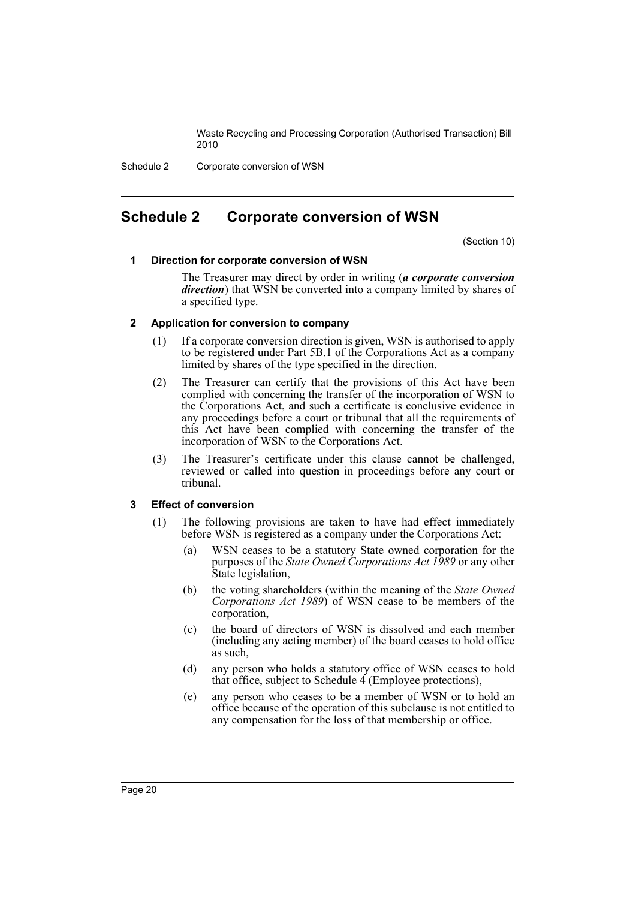## Schedule 2 Corporate conversion of WSN

(Section 10)

### 1 Direction for corporate conversion of WSN

The Treasurer may direct by order in writing (***a corporate conversion direction***) that WSN be converted into a company limited by shares of a specified type.

### 2 Application for conversion to company

(1) If a corporate conversion direction is given, WSN is authorised to apply to be registered under Part 5B.1 of the Corporations Act as a company limited by shares of the type specified in the direction.

(2) The Treasurer can certify that the provisions of this Act have been complied with concerning the transfer of the incorporation of WSN to the Corporations Act, and such a certificate is conclusive evidence in any proceedings before a court or tribunal that all the requirements of this Act have been complied with concerning the transfer of the incorporation of WSN to the Corporations Act.

(3) The Treasurer's certificate under this clause cannot be challenged, reviewed or called into question in proceedings before any court or tribunal.

### 3 Effect of conversion

(1) The following provisions are taken to have had effect immediately before WSN is registered as a company under the Corporations Act:

(a) WSN ceases to be a statutory State owned corporation for the purposes of the *State Owned Corporations Act 1989* or any other State legislation,

(b) the voting shareholders (within the meaning of the *State Owned Corporations Act 1989*) of WSN cease to be members of the corporation,

(c) the board of directors of WSN is dissolved and each member (including any acting member) of the board ceases to hold office as such,

(d) any person who holds a statutory office of WSN ceases to hold that office, subject to Schedule 4 (Employee protections),

(e) any person who ceases to be a member of WSN or to hold an office because of the operation of this subclause is not entitled to any compensation for the loss of that membership or office.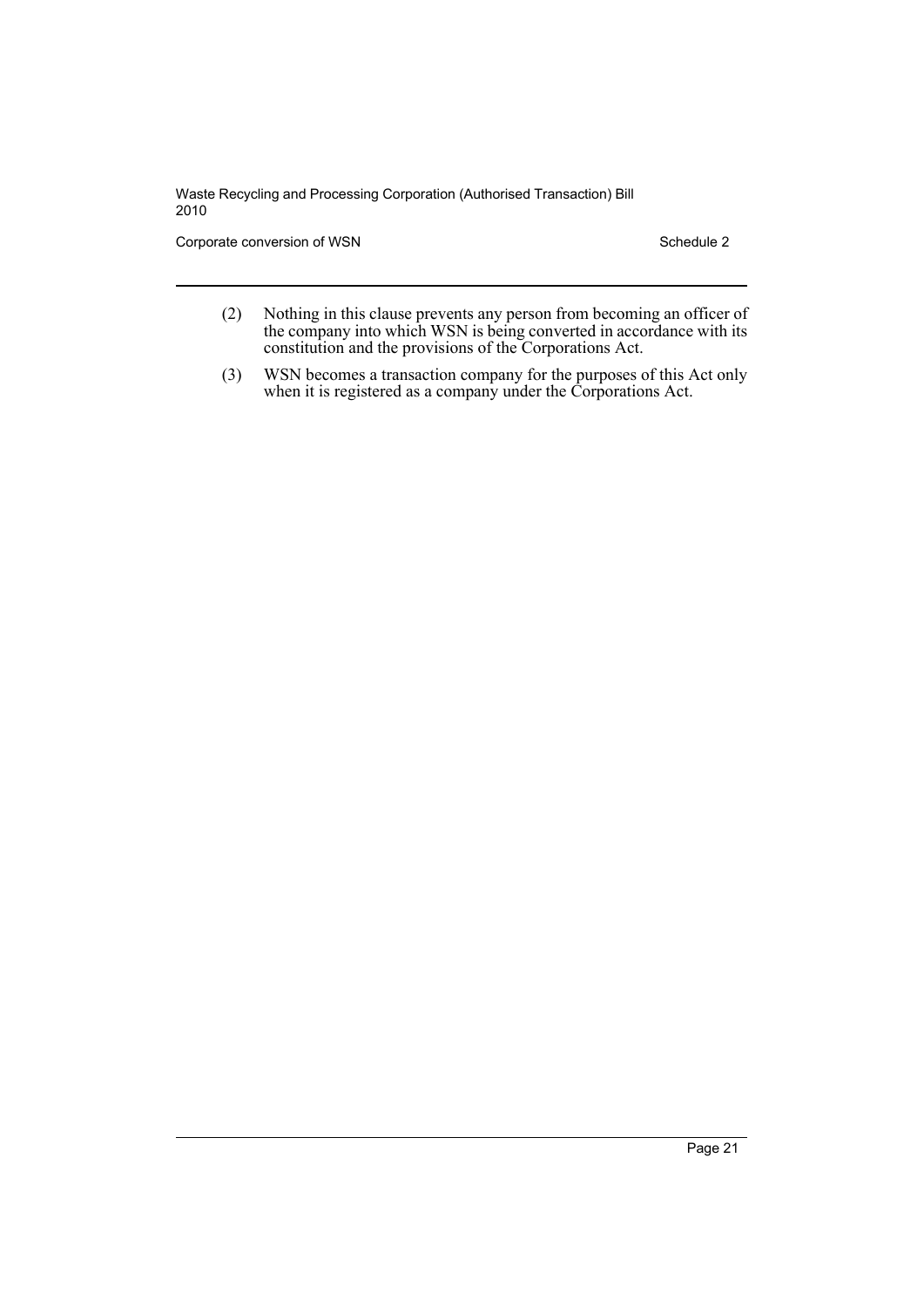(2) Nothing in this clause prevents any person from becoming an officer of the company into which WSN is being converted in accordance with its constitution and the provisions of the Corporations Act.

(3) WSN becomes a transaction company for the purposes of this Act only when it is registered as a company under the Corporations Act.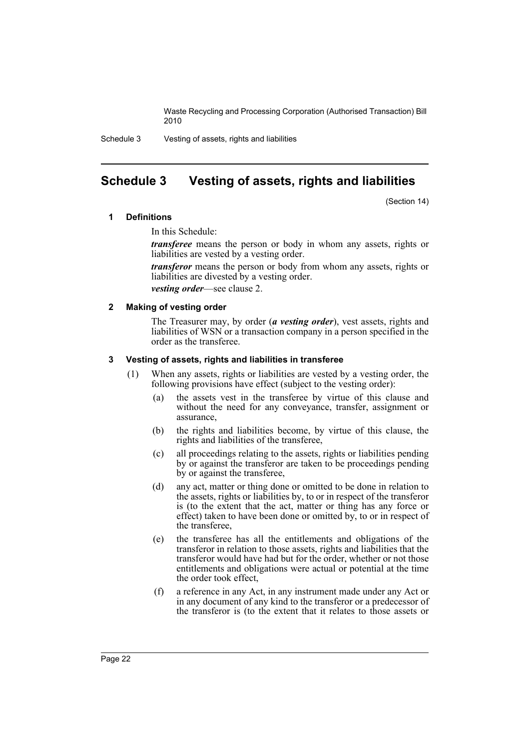## Schedule 3 Vesting of assets, rights and liabilities

(Section 14)

### 1 Definitions

In this Schedule:

***transferee*** means the person or body in whom any assets, rights or liabilities are vested by a vesting order.

***transferor*** means the person or body from whom any assets, rights or liabilities are divested by a vesting order.

***vesting order***—see clause 2.

### 2 Making of vesting order

The Treasurer may, by order (***a vesting order***), vest assets, rights and liabilities of WSN or a transaction company in a person specified in the order as the transferee.

### 3 Vesting of assets, rights and liabilities in transferee

(1) When any assets, rights or liabilities are vested by a vesting order, the following provisions have effect (subject to the vesting order):

(a) the assets vest in the transferee by virtue of this clause and without the need for any conveyance, transfer, assignment or assurance,

(b) the rights and liabilities become, by virtue of this clause, the rights and liabilities of the transferee,

(c) all proceedings relating to the assets, rights or liabilities pending by or against the transferor are taken to be proceedings pending by or against the transferee,

(d) any act, matter or thing done or omitted to be done in relation to the assets, rights or liabilities by, to or in respect of the transferor is (to the extent that the act, matter or thing has any force or effect) taken to have been done or omitted by, to or in respect of the transferee,

(e) the transferee has all the entitlements and obligations of the transferor in relation to those assets, rights and liabilities that the transferor would have had but for the order, whether or not those entitlements and obligations were actual or potential at the time the order took effect,

(f) a reference in any Act, in any instrument made under any Act or in any document of any kind to the transferor or a predecessor of the transferor is (to the extent that it relates to those assets or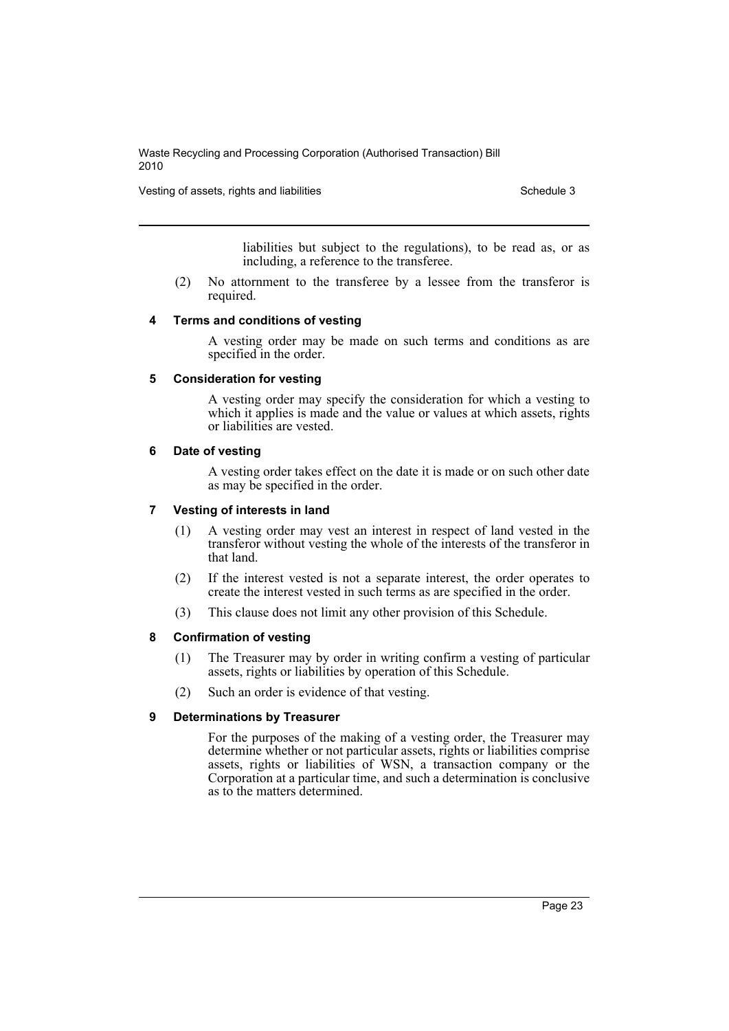liabilities but subject to the regulations), to be read as, or as including, a reference to the transferee.

(2) No attornment to the transferee by a lessee from the transferor is required.

#### 4 Terms and conditions of vesting

A vesting order may be made on such terms and conditions as are specified in the order.

#### 5 Consideration for vesting

A vesting order may specify the consideration for which a vesting to which it applies is made and the value or values at which assets, rights or liabilities are vested.

#### 6 Date of vesting

A vesting order takes effect on the date it is made or on such other date as may be specified in the order.

#### 7 Vesting of interests in land

(1) A vesting order may vest an interest in respect of land vested in the transferor without vesting the whole of the interests of the transferor in that land.

(2) If the interest vested is not a separate interest, the order operates to create the interest vested in such terms as are specified in the order.

(3) This clause does not limit any other provision of this Schedule.

#### 8 Confirmation of vesting

(1) The Treasurer may by order in writing confirm a vesting of particular assets, rights or liabilities by operation of this Schedule.

(2) Such an order is evidence of that vesting.

#### 9 Determinations by Treasurer

For the purposes of the making of a vesting order, the Treasurer may determine whether or not particular assets, rights or liabilities comprise assets, rights or liabilities of WSN, a transaction company or the Corporation at a particular time, and such a determination is conclusive as to the matters determined.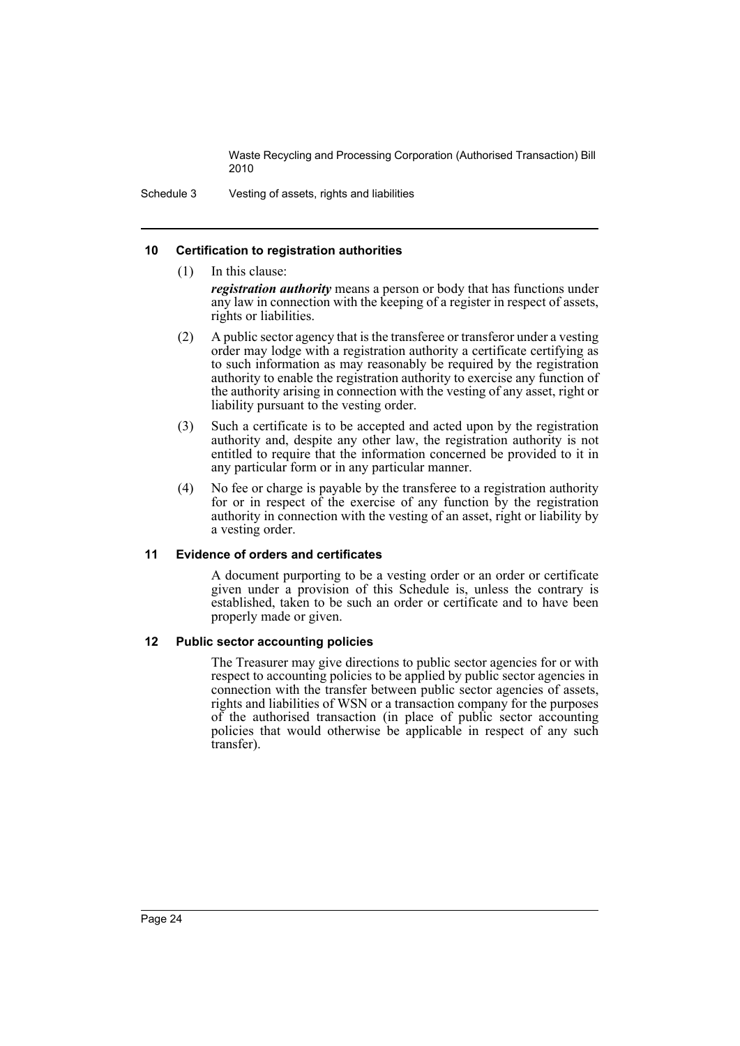### 10 Certification to registration authorities

(1) In this clause:

***registration authority*** means a person or body that has functions under any law in connection with the keeping of a register in respect of assets, rights or liabilities.

(2) A public sector agency that is the transferee or transferor under a vesting order may lodge with a registration authority a certificate certifying as to such information as may reasonably be required by the registration authority to enable the registration authority to exercise any function of the authority arising in connection with the vesting of any asset, right or liability pursuant to the vesting order.

(3) Such a certificate is to be accepted and acted upon by the registration authority and, despite any other law, the registration authority is not entitled to require that the information concerned be provided to it in any particular form or in any particular manner.

(4) No fee or charge is payable by the transferee to a registration authority for or in respect of the exercise of any function by the registration authority in connection with the vesting of an asset, right or liability by a vesting order.

### 11 Evidence of orders and certificates

A document purporting to be a vesting order or an order or certificate given under a provision of this Schedule is, unless the contrary is established, taken to be such an order or certificate and to have been properly made or given.

### 12 Public sector accounting policies

The Treasurer may give directions to public sector agencies for or with respect to accounting policies to be applied by public sector agencies in connection with the transfer between public sector agencies of assets, rights and liabilities of WSN or a transaction company for the purposes of the authorised transaction (in place of public sector accounting policies that would otherwise be applicable in respect of any such transfer).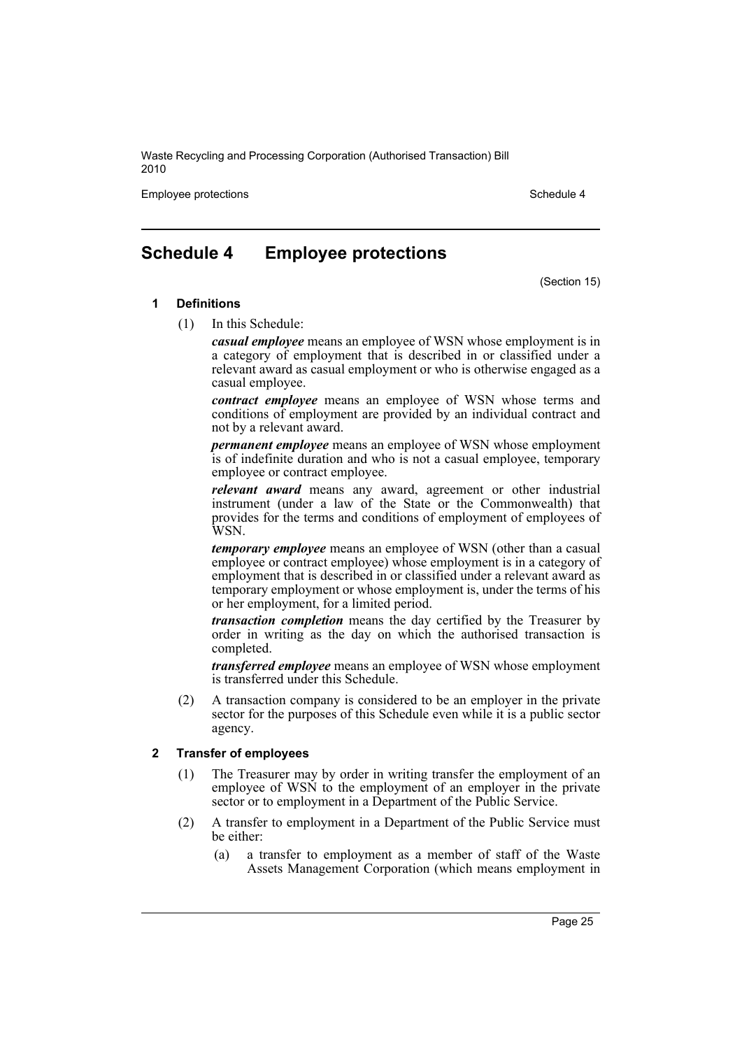## Schedule 4 Employee protections

(Section 15)

### 1 Definitions

(1) In this Schedule:

***casual employee*** means an employee of WSN whose employment is in a category of employment that is described in or classified under a relevant award as casual employment or who is otherwise engaged as a casual employee.

***contract employee*** means an employee of WSN whose terms and conditions of employment are provided by an individual contract and not by a relevant award.

***permanent employee*** means an employee of WSN whose employment is of indefinite duration and who is not a casual employee, temporary employee or contract employee.

***relevant award*** means any award, agreement or other industrial instrument (under a law of the State or the Commonwealth) that provides for the terms and conditions of employment of employees of WSN.

***temporary employee*** means an employee of WSN (other than a casual employee or contract employee) whose employment is in a category of employment that is described in or classified under a relevant award as temporary employment or whose employment is, under the terms of his or her employment, for a limited period.

***transaction completion*** means the day certified by the Treasurer by order in writing as the day on which the authorised transaction is completed.

***transferred employee*** means an employee of WSN whose employment is transferred under this Schedule.

(2) A transaction company is considered to be an employer in the private sector for the purposes of this Schedule even while it is a public sector agency.

### 2 Transfer of employees

(1) The Treasurer may by order in writing transfer the employment of an employee of WSN to the employment of an employer in the private sector or to employment in a Department of the Public Service.

(2) A transfer to employment in a Department of the Public Service must be either:

(a) a transfer to employment as a member of staff of the Waste Assets Management Corporation (which means employment in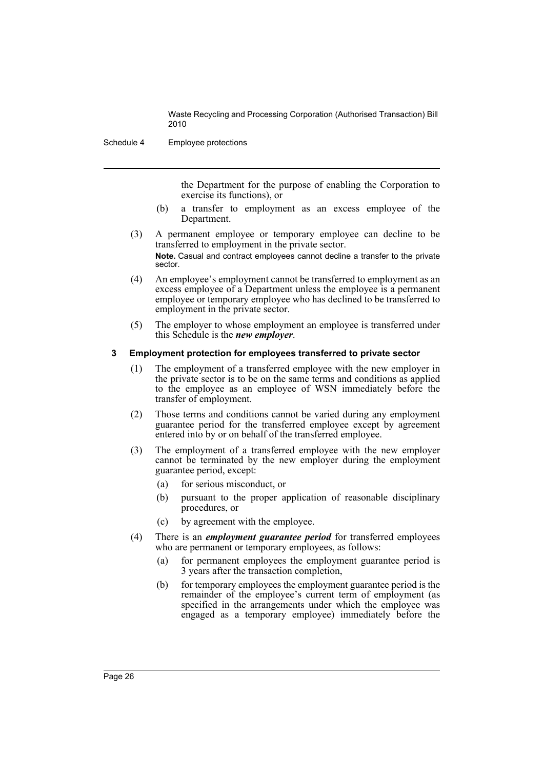the Department for the purpose of enabling the Corporation to exercise its functions), or

(b) a transfer to employment as an excess employee of the Department.

(3) A permanent employee or temporary employee can decline to be transferred to employment in the private sector.

**Note.** Casual and contract employees cannot decline a transfer to the private sector.

(4) An employee's employment cannot be transferred to employment as an excess employee of a Department unless the employee is a permanent employee or temporary employee who has declined to be transferred to employment in the private sector.

(5) The employer to whose employment an employee is transferred under this Schedule is the ***new employer***.

### 3 Employment protection for employees transferred to private sector

(1) The employment of a transferred employee with the new employer in the private sector is to be on the same terms and conditions as applied to the employee as an employee of WSN immediately before the transfer of employment.

(2) Those terms and conditions cannot be varied during any employment guarantee period for the transferred employee except by agreement entered into by or on behalf of the transferred employee.

(3) The employment of a transferred employee with the new employer cannot be terminated by the new employer during the employment guarantee period, except:

(a) for serious misconduct, or

(b) pursuant to the proper application of reasonable disciplinary procedures, or

(c) by agreement with the employee.

(4) There is an ***employment guarantee period*** for transferred employees who are permanent or temporary employees, as follows:

(a) for permanent employees the employment guarantee period is 3 years after the transaction completion,

(b) for temporary employees the employment guarantee period is the remainder of the employee's current term of employment (as specified in the arrangements under which the employee was engaged as a temporary employee) immediately before the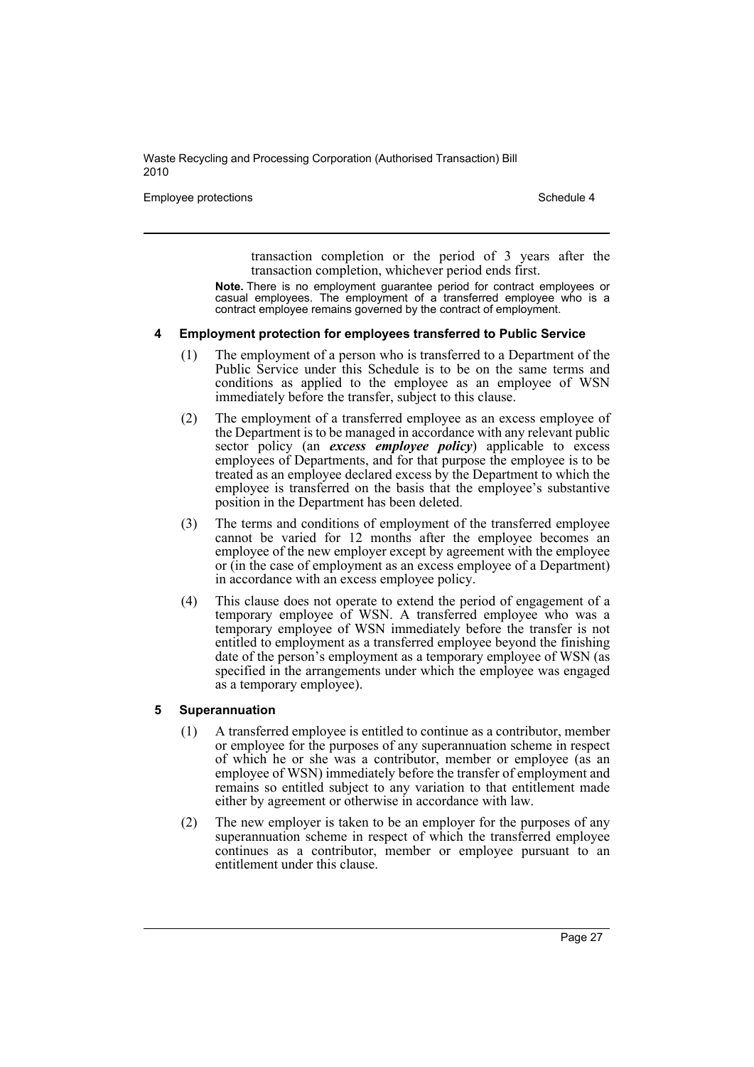transaction completion or the period of 3 years after the transaction completion, whichever period ends first.

**Note.** There is no employment guarantee period for contract employees or casual employees. The employment of a transferred employee who is a contract employee remains governed by the contract of employment.

#### 4 Employment protection for employees transferred to Public Service

(1) The employment of a person who is transferred to a Department of the Public Service under this Schedule is to be on the same terms and conditions as applied to the employee as an employee of WSN immediately before the transfer, subject to this clause.

(2) The employment of a transferred employee as an excess employee of the Department is to be managed in accordance with any relevant public sector policy (an ***excess employee policy***) applicable to excess employees of Departments, and for that purpose the employee is to be treated as an employee declared excess by the Department to which the employee is transferred on the basis that the employee's substantive position in the Department has been deleted.

(3) The terms and conditions of employment of the transferred employee cannot be varied for 12 months after the employee becomes an employee of the new employer except by agreement with the employee or (in the case of employment as an excess employee of a Department) in accordance with an excess employee policy.

(4) This clause does not operate to extend the period of engagement of a temporary employee of WSN. A transferred employee who was a temporary employee of WSN immediately before the transfer is not entitled to employment as a transferred employee beyond the finishing date of the person's employment as a temporary employee of WSN (as specified in the arrangements under which the employee was engaged as a temporary employee).

#### 5 Superannuation

(1) A transferred employee is entitled to continue as a contributor, member or employee for the purposes of any superannuation scheme in respect of which he or she was a contributor, member or employee (as an employee of WSN) immediately before the transfer of employment and remains so entitled subject to any variation to that entitlement made either by agreement or otherwise in accordance with law.

(2) The new employer is taken to be an employer for the purposes of any superannuation scheme in respect of which the transferred employee continues as a contributor, member or employee pursuant to an entitlement under this clause.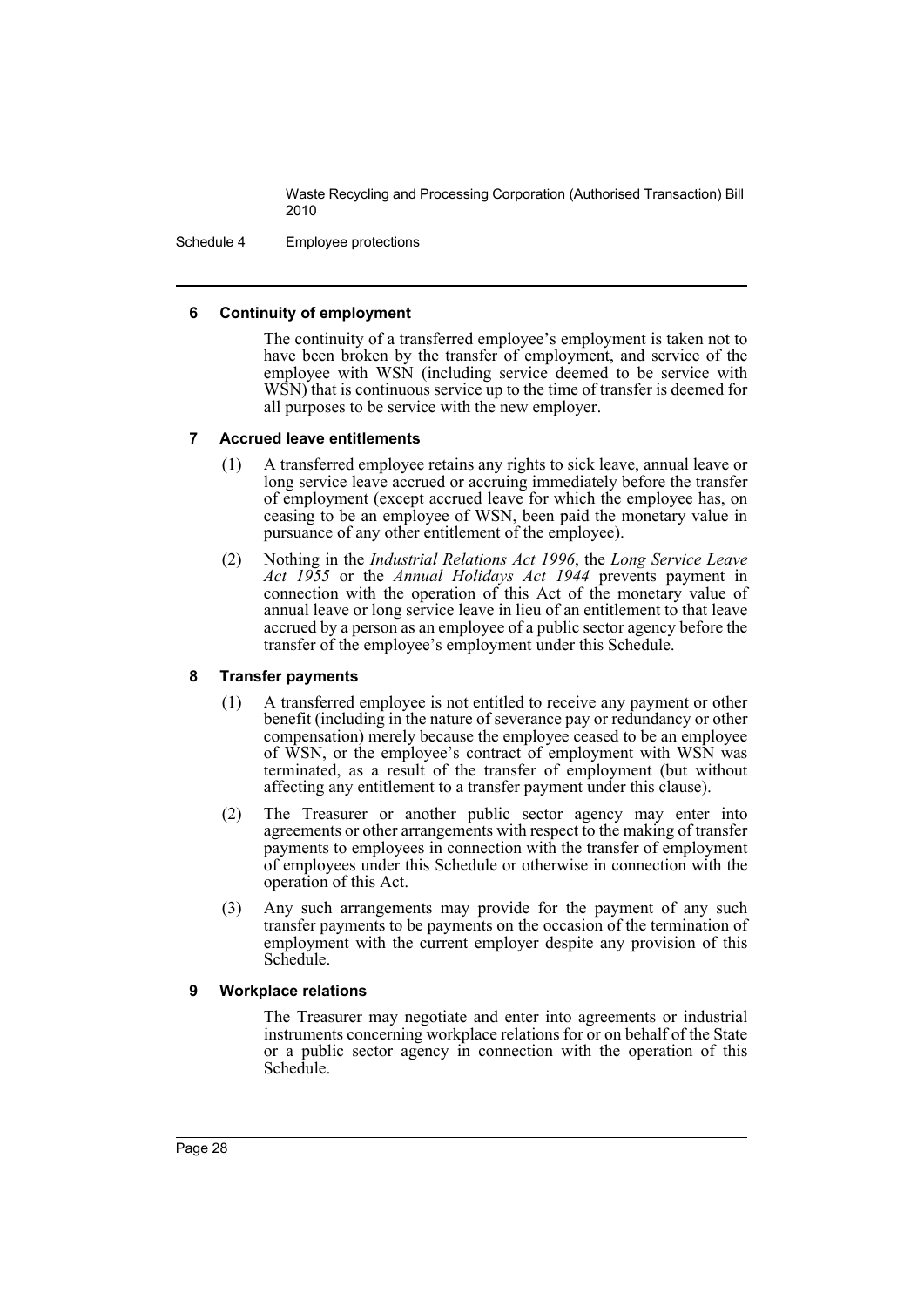#### 6 Continuity of employment

The continuity of a transferred employee's employment is taken not to have been broken by the transfer of employment, and service of the employee with WSN (including service deemed to be service with WSN) that is continuous service up to the time of transfer is deemed for all purposes to be service with the new employer.

#### 7 Accrued leave entitlements

(1) A transferred employee retains any rights to sick leave, annual leave or long service leave accrued or accruing immediately before the transfer of employment (except accrued leave for which the employee has, on ceasing to be an employee of WSN, been paid the monetary value in pursuance of any other entitlement of the employee).

(2) Nothing in the *Industrial Relations Act 1996*, the *Long Service Leave Act 1955* or the *Annual Holidays Act 1944* prevents payment in connection with the operation of this Act of the monetary value of annual leave or long service leave in lieu of an entitlement to that leave accrued by a person as an employee of a public sector agency before the transfer of the employee's employment under this Schedule.

#### 8 Transfer payments

(1) A transferred employee is not entitled to receive any payment or other benefit (including in the nature of severance pay or redundancy or other compensation) merely because the employee ceased to be an employee of WSN, or the employee's contract of employment with WSN was terminated, as a result of the transfer of employment (but without affecting any entitlement to a transfer payment under this clause).

(2) The Treasurer or another public sector agency may enter into agreements or other arrangements with respect to the making of transfer payments to employees in connection with the transfer of employment of employees under this Schedule or otherwise in connection with the operation of this Act.

(3) Any such arrangements may provide for the payment of any such transfer payments to be payments on the occasion of the termination of employment with the current employer despite any provision of this Schedule.

#### 9 Workplace relations

The Treasurer may negotiate and enter into agreements or industrial instruments concerning workplace relations for or on behalf of the State or a public sector agency in connection with the operation of this Schedule.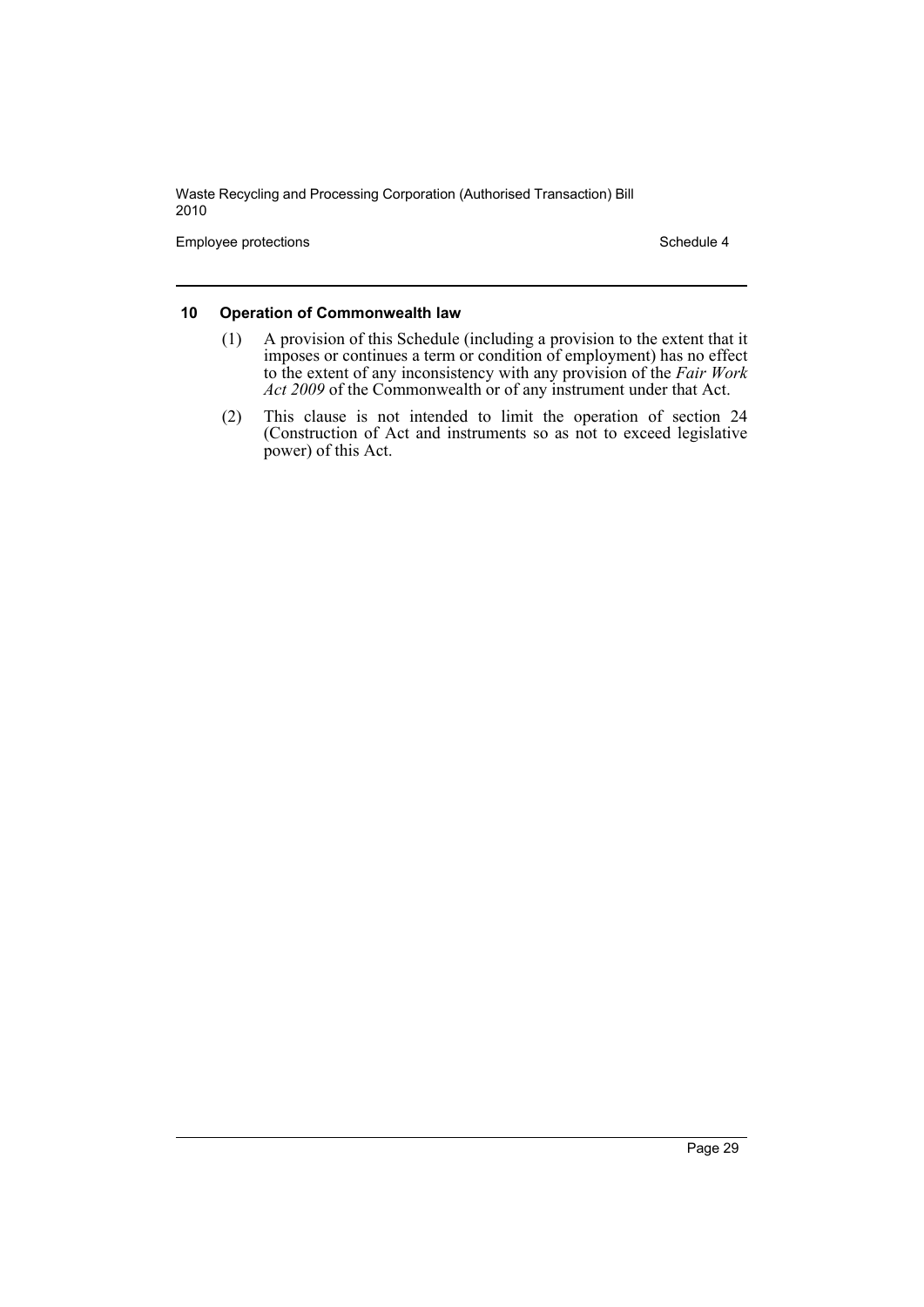#### 10 Operation of Commonwealth law

(1) A provision of this Schedule (including a provision to the extent that it imposes or continues a term or condition of employment) has no effect to the extent of any inconsistency with any provision of the *Fair Work Act 2009* of the Commonwealth or of any instrument under that Act.

(2) This clause is not intended to limit the operation of section 24 (Construction of Act and instruments so as not to exceed legislative power) of this Act.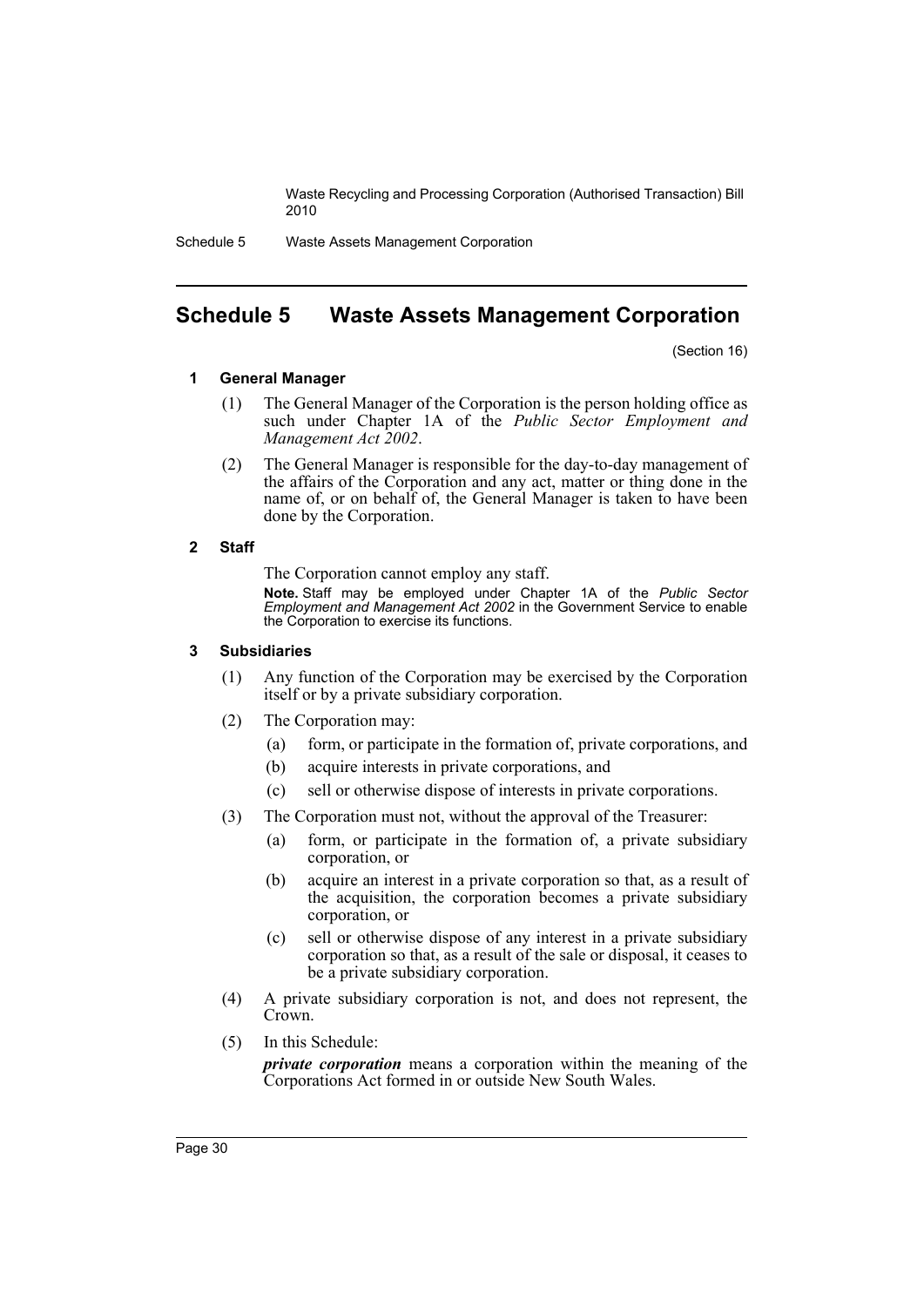# Schedule 5 Waste Assets Management Corporation

(Section 16)

## 1 General Manager

(1) The General Manager of the Corporation is the person holding office as such under Chapter 1A of the *Public Sector Employment and Management Act 2002*.

(2) The General Manager is responsible for the day-to-day management of the affairs of the Corporation and any act, matter or thing done in the name of, or on behalf of, the General Manager is taken to have been done by the Corporation.

## 2 Staff

The Corporation cannot employ any staff.

**Note.** Staff may be employed under Chapter 1A of the *Public Sector Employment and Management Act 2002* in the Government Service to enable the Corporation to exercise its functions.

## 3 Subsidiaries

(1) Any function of the Corporation may be exercised by the Corporation itself or by a private subsidiary corporation.

(2) The Corporation may:

- (a) form, or participate in the formation of, private corporations, and
- (b) acquire interests in private corporations, and
- (c) sell or otherwise dispose of interests in private corporations.

(3) The Corporation must not, without the approval of the Treasurer:

- (a) form, or participate in the formation of, a private subsidiary corporation, or
- (b) acquire an interest in a private corporation so that, as a result of the acquisition, the corporation becomes a private subsidiary corporation, or
- (c) sell or otherwise dispose of any interest in a private subsidiary corporation so that, as a result of the sale or disposal, it ceases to be a private subsidiary corporation.

(4) A private subsidiary corporation is not, and does not represent, the Crown.

(5) In this Schedule:

***private corporation*** means a corporation within the meaning of the Corporations Act formed in or outside New South Wales.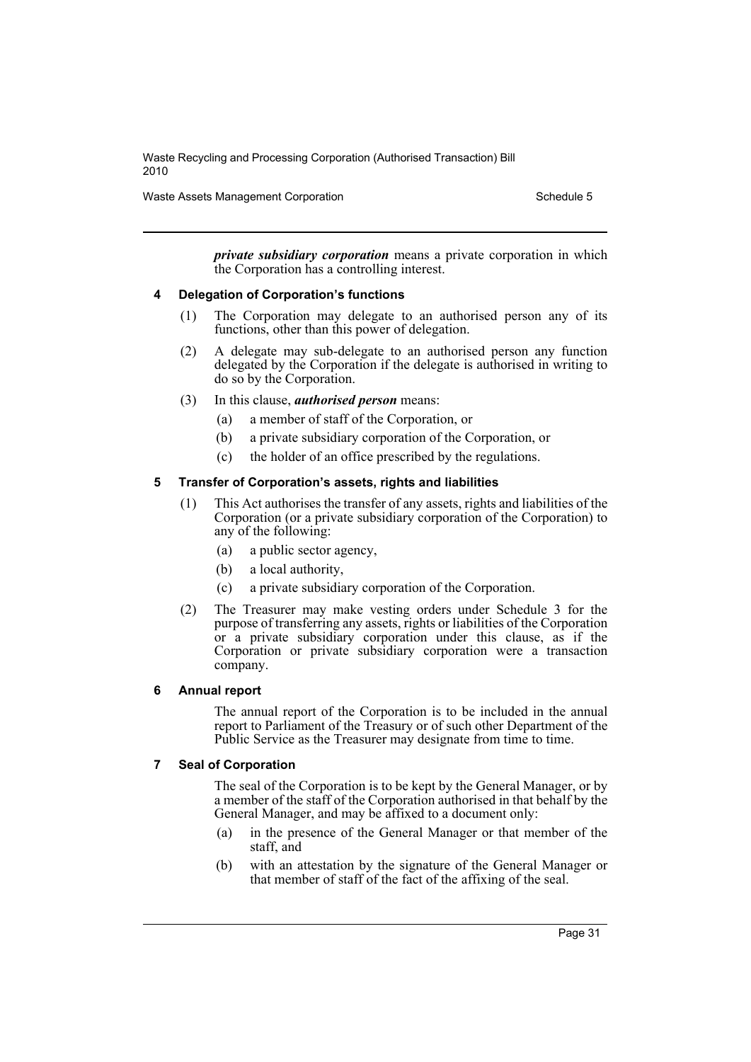***private subsidiary corporation*** means a private corporation in which the Corporation has a controlling interest.

#### 4 Delegation of Corporation's functions

(1) The Corporation may delegate to an authorised person any of its functions, other than this power of delegation.

(2) A delegate may sub-delegate to an authorised person any function delegated by the Corporation if the delegate is authorised in writing to do so by the Corporation.

(3) In this clause, ***authorised person*** means:

- (a) a member of staff of the Corporation, or
- (b) a private subsidiary corporation of the Corporation, or
- (c) the holder of an office prescribed by the regulations.

#### 5 Transfer of Corporation's assets, rights and liabilities

(1) This Act authorises the transfer of any assets, rights and liabilities of the Corporation (or a private subsidiary corporation of the Corporation) to any of the following:

- (a) a public sector agency,
- (b) a local authority,
- (c) a private subsidiary corporation of the Corporation.

(2) The Treasurer may make vesting orders under Schedule 3 for the purpose of transferring any assets, rights or liabilities of the Corporation or a private subsidiary corporation under this clause, as if the Corporation or private subsidiary corporation were a transaction company.

#### 6 Annual report

The annual report of the Corporation is to be included in the annual report to Parliament of the Treasury or of such other Department of the Public Service as the Treasurer may designate from time to time.

#### 7 Seal of Corporation

The seal of the Corporation is to be kept by the General Manager, or by a member of the staff of the Corporation authorised in that behalf by the General Manager, and may be affixed to a document only:

- (a) in the presence of the General Manager or that member of the staff, and
- (b) with an attestation by the signature of the General Manager or that member of staff of the fact of the affixing of the seal.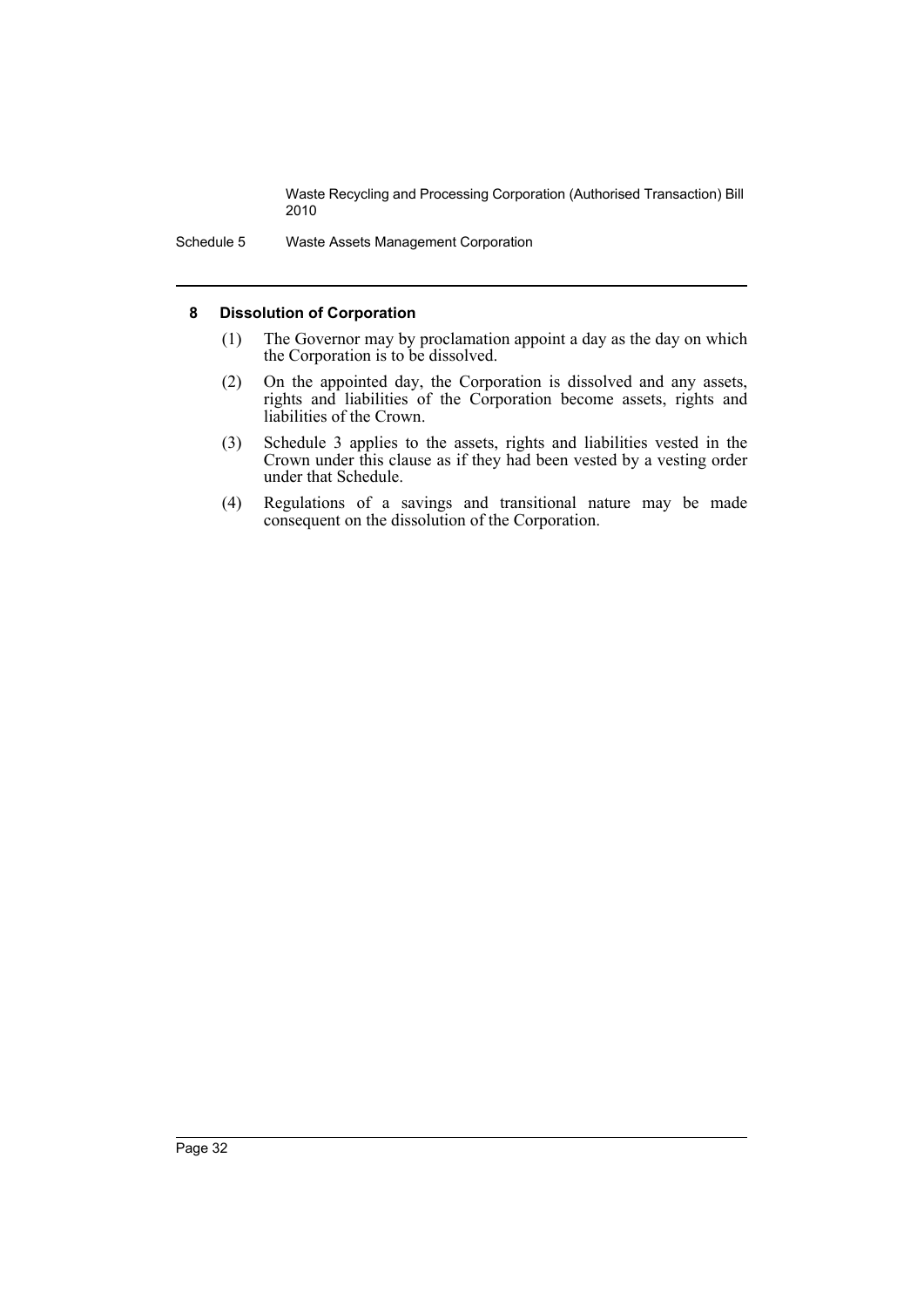### 8 Dissolution of Corporation

(1) The Governor may by proclamation appoint a day as the day on which the Corporation is to be dissolved.

(2) On the appointed day, the Corporation is dissolved and any assets, rights and liabilities of the Corporation become assets, rights and liabilities of the Crown.

(3) Schedule 3 applies to the assets, rights and liabilities vested in the Crown under this clause as if they had been vested by a vesting order under that Schedule.

(4) Regulations of a savings and transitional nature may be made consequent on the dissolution of the Corporation.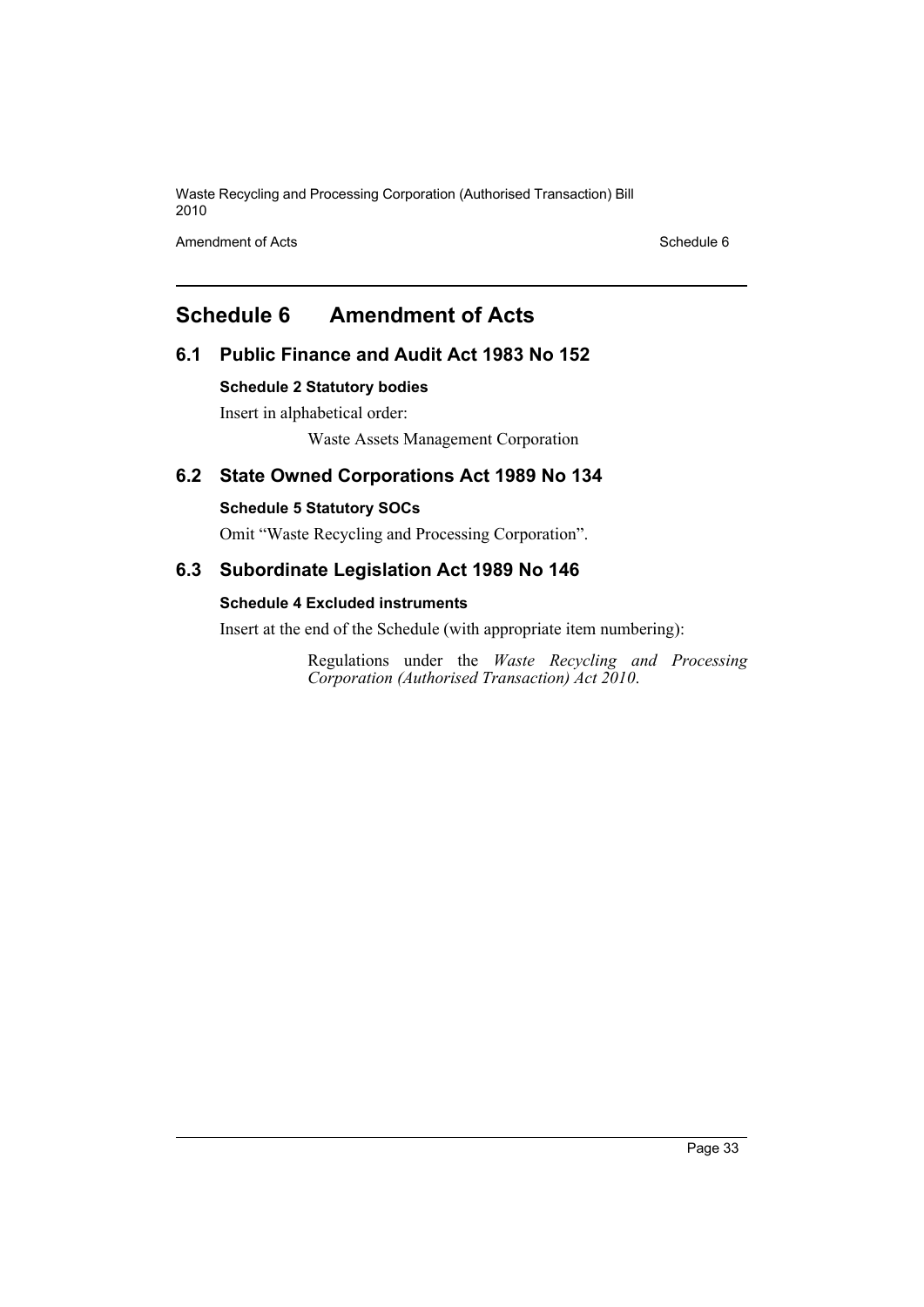# Schedule 6 Amendment of Acts

## 6.1 Public Finance and Audit Act 1983 No 152

### Schedule 2 Statutory bodies

Insert in alphabetical order:

Waste Assets Management Corporation

## 6.2 State Owned Corporations Act 1989 No 134

### Schedule 5 Statutory SOCs

Omit "Waste Recycling and Processing Corporation".

## 6.3 Subordinate Legislation Act 1989 No 146

### Schedule 4 Excluded instruments

Insert at the end of the Schedule (with appropriate item numbering):

Regulations under the *Waste Recycling and Processing Corporation (Authorised Transaction) Act 2010*.